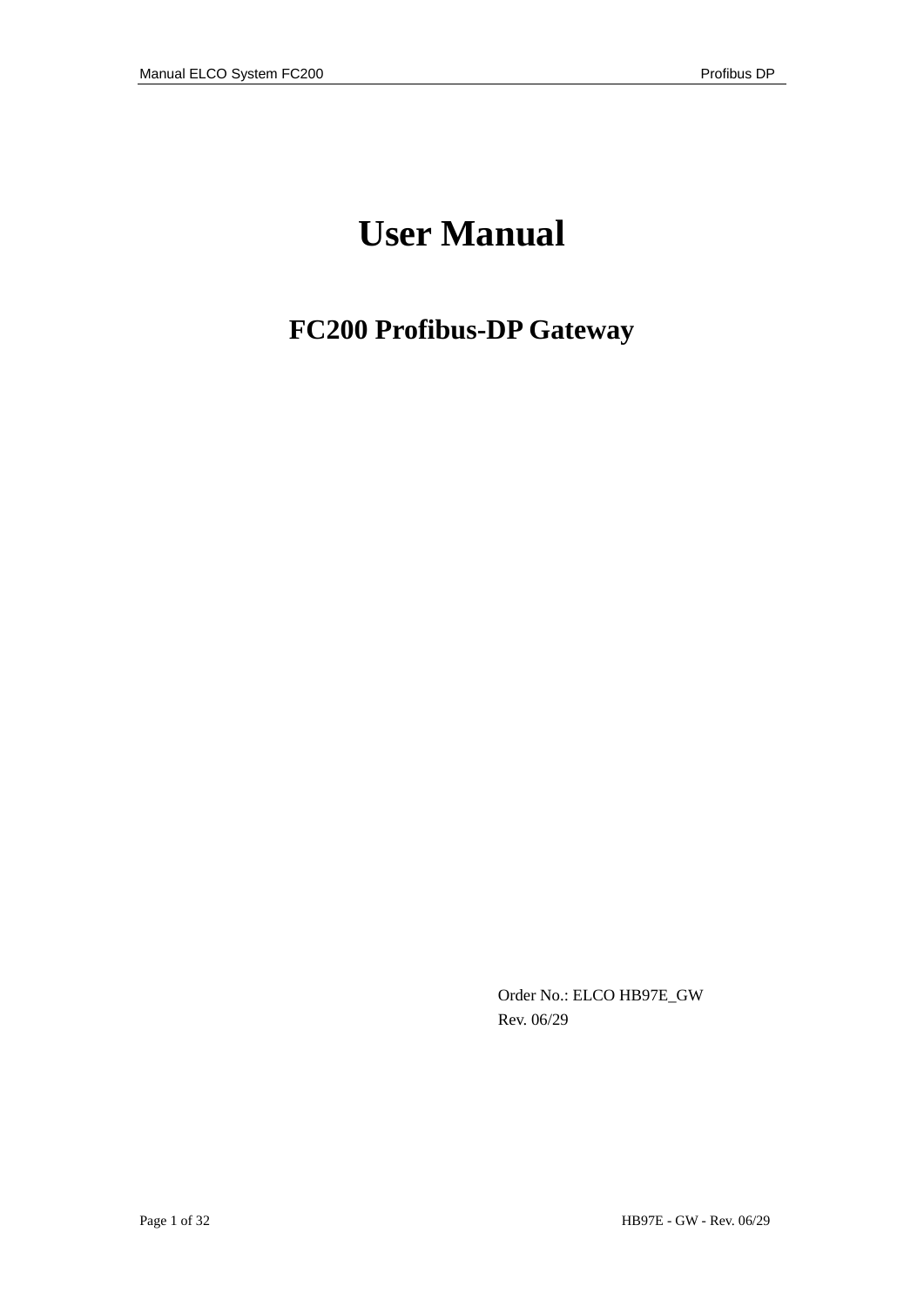# User Manual

## FC200 Profibus-DP Gateway

Order No.: ELCO HB97E_GW
Rev. 06/29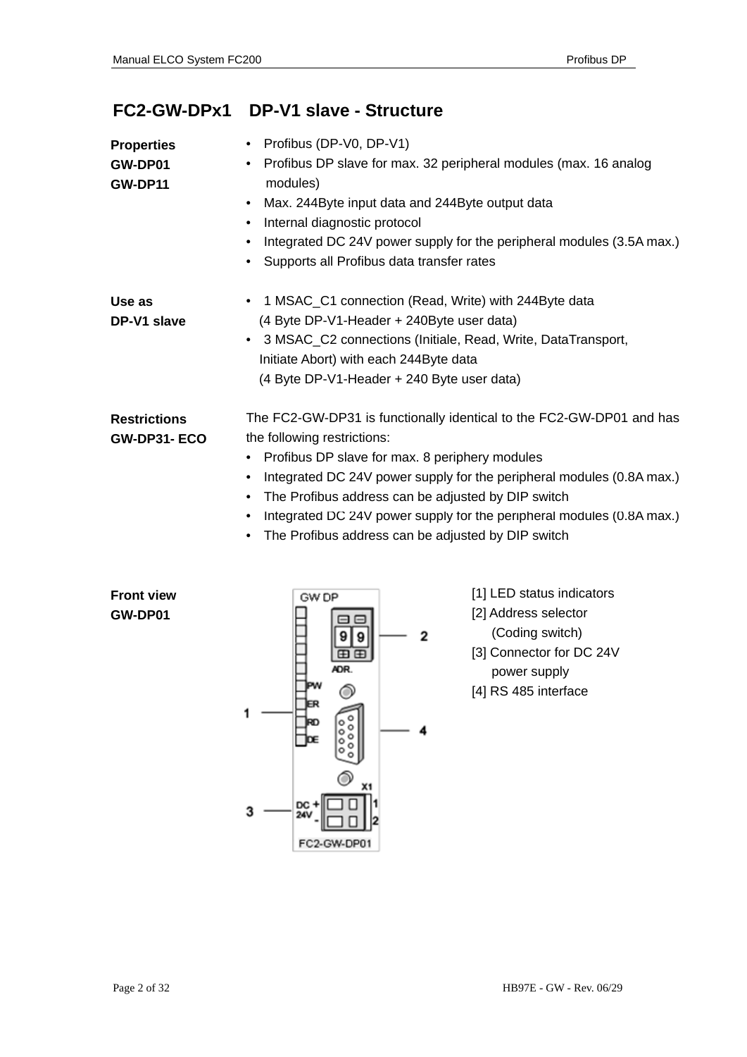# FC2-GW-DPx1 DP-V1 slave - Structure

**Properties**
**GW-DP01**
**GW-DP11**

- Profibus (DP-V0, DP-V1)
- Profibus DP slave for max. 32 peripheral modules (max. 16 analog modules)
- Max. 244Byte input data and 244Byte output data
- Internal diagnostic protocol
- Integrated DC 24V power supply for the peripheral modules (3.5A max.)
- Supports all Profibus data transfer rates

**Use as**
**DP-V1 slave**

- 1 MSAC_C1 connection (Read, Write) with 244Byte data
  (4 Byte DP-V1-Header + 240Byte user data)
- 3 MSAC_C2 connections (Initiale, Read, Write, DataTransport, Initiate Abort) with each 244Byte data
  (4 Byte DP-V1-Header + 240 Byte user data)

**Restrictions**
**GW-DP31- ECO**

The FC2-GW-DP31 is functionally identical to the FC2-GW-DP01 and has the following restrictions:

- Profibus DP slave for max. 8 periphery modules
- Integrated DC 24V power supply for the peripheral modules (0.8A max.)
- The Profibus address can be adjusted by DIP switch
- Integrated DC 24V power supply for the peripheral modules (0.8A max.)
- The Profibus address can be adjusted by DIP switch

**Front view**
**GW-DP01**

[1] LED status indicators
[2] Address selector
(Coding switch)
[3] Connector for DC 24V
power supply
[4] RS 485 interface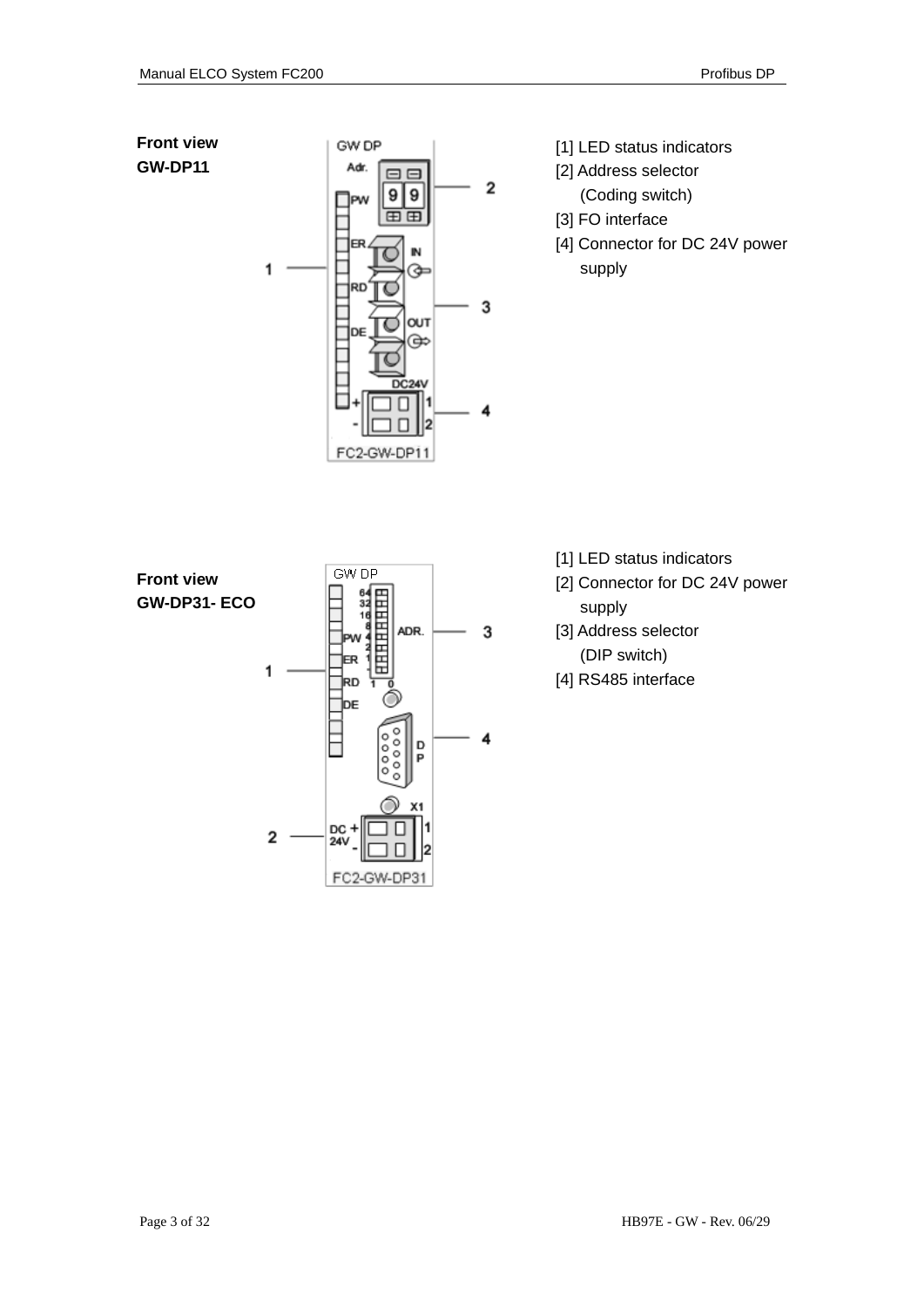**Front view**
**GW-DP11**

[1] LED status indicators
[2] Address selector
(Coding switch)
[3] FO interface
[4] Connector for DC 24V power
supply

**Front view**
**GW-DP31- ECO**

[1] LED status indicators
[2] Connector for DC 24V power
supply
[3] Address selector
(DIP switch)
[4] RS485 interface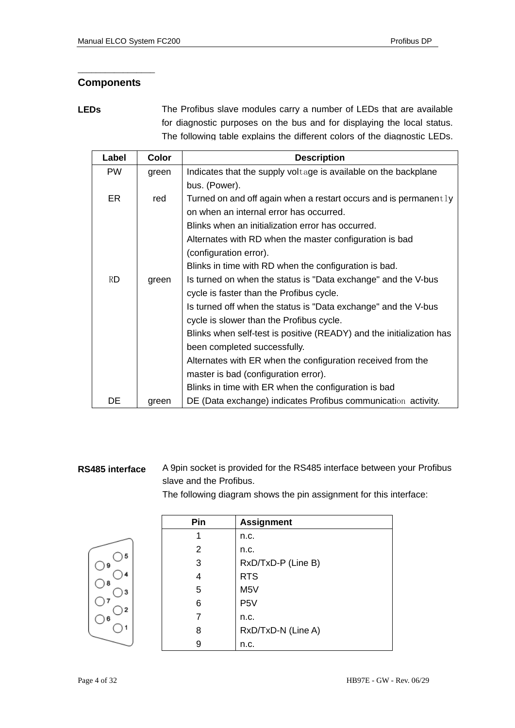## Components

**LEDs**

The Profibus slave modules carry a number of LEDs that are available for diagnostic purposes on the bus and for displaying the local status. The following table explains the different colors of the diagnostic LEDs.

| Label | Color | Description |
|---|---|---|
| PW | green | Indicates that the supply voltage is available on the backplane bus. (Power). |
| ER | red | Turned on and off again when a restart occurs and is permanently on when an internal error has occurred.<br>Blinks when an initialization error has occurred.<br>Alternates with RD when the master configuration is bad (configuration error).<br>Blinks in time with RD when the configuration is bad. |
| RD | green | Is turned on when the status is "Data exchange" and the V-bus cycle is faster than the Profibus cycle.<br>Is turned off when the status is "Data exchange" and the V-bus cycle is slower than the Profibus cycle.<br>Blinks when self-test is positive (READY) and the initialization has been completed successfully.<br>Alternates with ER when the configuration received from the master is bad (configuration error).<br>Blinks in time with ER when the configuration is bad |
| DE | green | DE (Data exchange) indicates Profibus communication activity. |

**RS485 interface**

A 9pin socket is provided for the RS485 interface between your Profibus slave and the Profibus.

The following diagram shows the pin assignment for this interface:

| Pin | Assignment |
|---|---|
| 1 | n.c. |
| 2 | n.c. |
| 3 | RxD/TxD-P (Line B) |
| 4 | RTS |
| 5 | M5V |
| 6 | P5V |
| 7 | n.c. |
| 8 | RxD/TxD-N (Line A) |
| 9 | n.c. |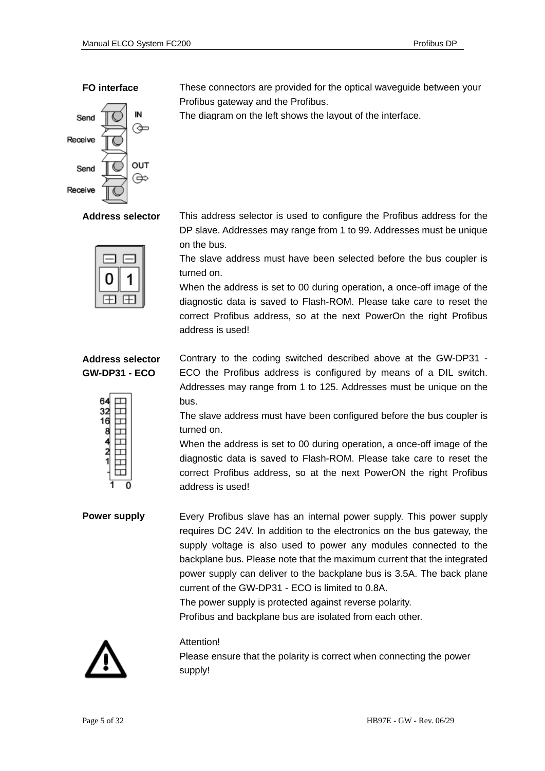**FO interface**

These connectors are provided for the optical waveguide between your Profibus gateway and the Profibus.
The diagram on the left shows the layout of the interface.

**Address selector**

This address selector is used to configure the Profibus address for the DP slave. Addresses may range from 1 to 99. Addresses must be unique on the bus.
The slave address must have been selected before the bus coupler is turned on.
When the address is set to 00 during operation, a once-off image of the diagnostic data is saved to Flash-ROM. Please take care to reset the correct Profibus address, so at the next PowerOn the right Profibus address is used!

**Address selector GW-DP31 - ECO**

Contrary to the coding switched described above at the GW-DP31 - ECO the Profibus address is configured by means of a DIL switch. Addresses may range from 1 to 125. Addresses must be unique on the bus.
The slave address must have been configured before the bus coupler is turned on.
When the address is set to 00 during operation, a once-off image of the diagnostic data is saved to Flash-ROM. Please take care to reset the correct Profibus address, so at the next PowerON the right Profibus address is used!

**Power supply**

Every Profibus slave has an internal power supply. This power supply requires DC 24V. In addition to the electronics on the bus gateway, the supply voltage is also used to power any modules connected to the backplane bus. Please note that the maximum current that the integrated power supply can deliver to the backplane bus is 3.5A. The back plane current of the GW-DP31 - ECO is limited to 0.8A.
The power supply is protected against reverse polarity.
Profibus and backplane bus are isolated from each other.

Attention!
Please ensure that the polarity is correct when connecting the power supply!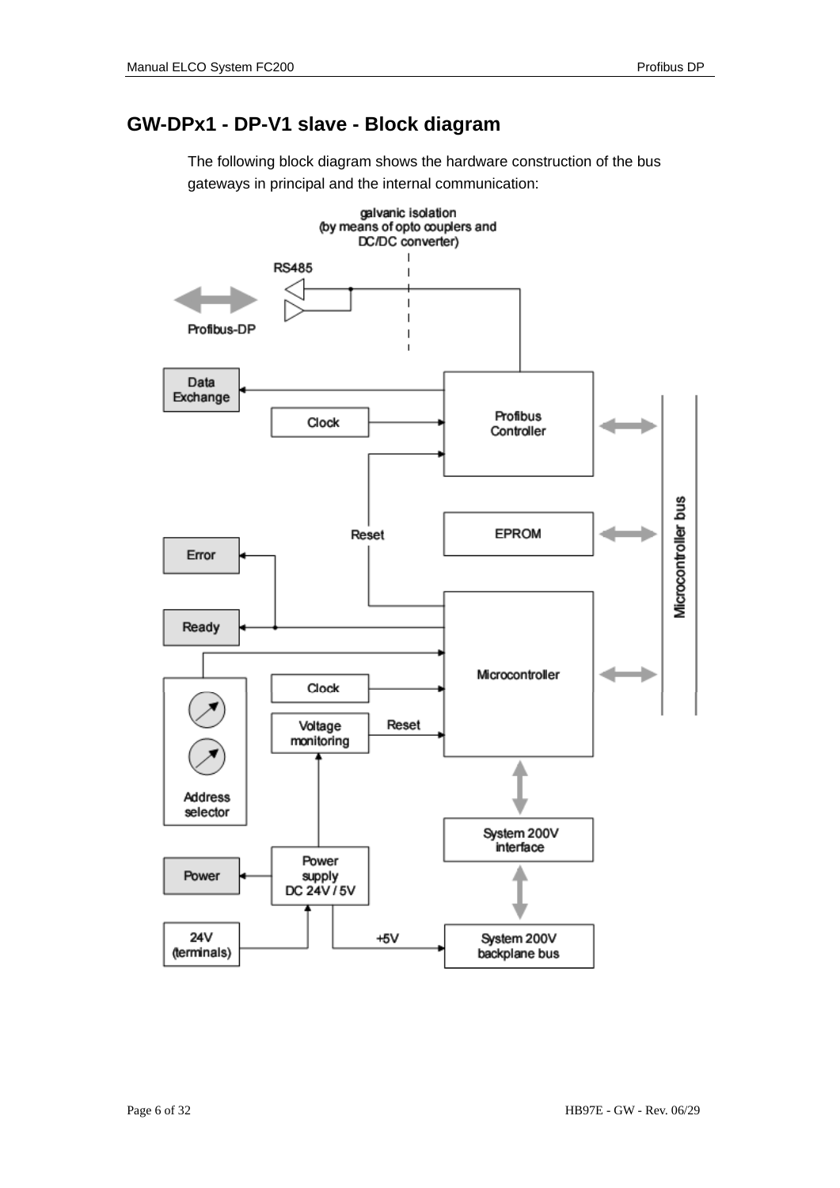## GW-DPx1 - DP-V1 slave - Block diagram

The following block diagram shows the hardware construction of the bus gateways in principal and the internal communication: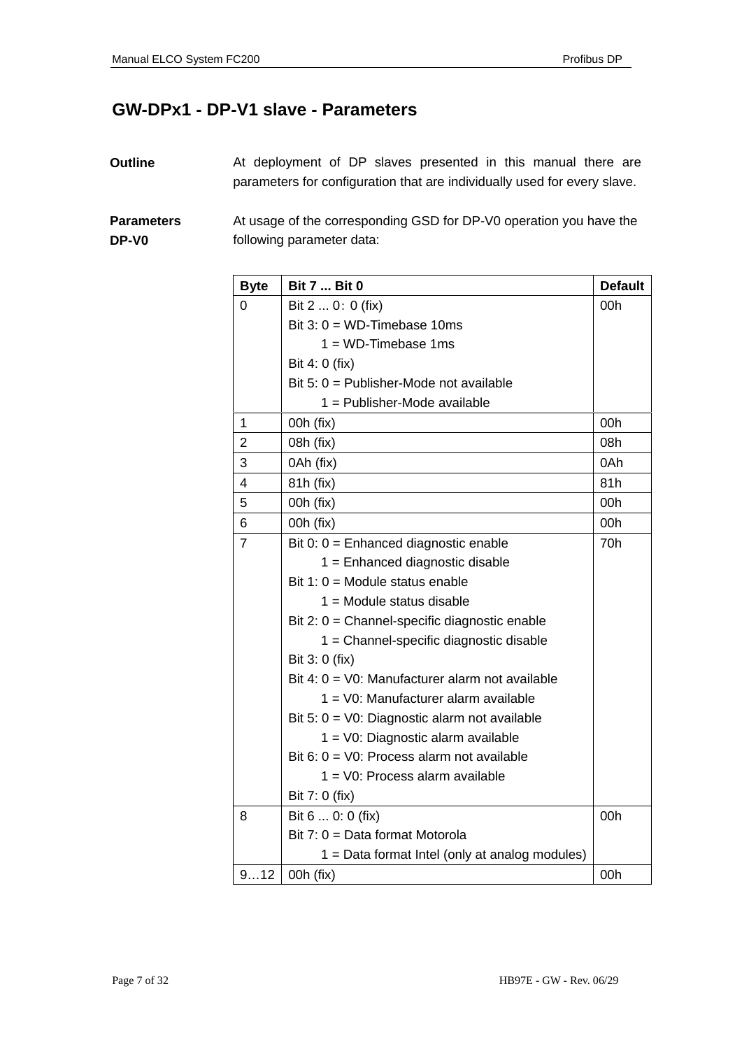## GW-DPx1 - DP-V1 slave - Parameters

**Outline**

At deployment of DP slaves presented in this manual there are parameters for configuration that are individually used for every slave.

**Parameters DP-V0**

At usage of the corresponding GSD for DP-V0 operation you have the following parameter data:

| Byte | Bit 7 ... Bit 0 | Default |
|---|---|---|
| 0 | Bit 2 ... 0: 0 (fix)<br>Bit 3: 0 = WD-Timebase 10ms<br>1 = WD-Timebase 1ms<br>Bit 4: 0 (fix)<br>Bit 5: 0 = Publisher-Mode not available<br>1 = Publisher-Mode available | 00h |
| 1 | 00h (fix) | 00h |
| 2 | 08h (fix) | 08h |
| 3 | 0Ah (fix) | 0Ah |
| 4 | 81h (fix) | 81h |
| 5 | 00h (fix) | 00h |
| 6 | 00h (fix) | 00h |
| 7 | Bit 0: 0 = Enhanced diagnostic enable<br>1 = Enhanced diagnostic disable<br>Bit 1: 0 = Module status enable<br>1 = Module status disable<br>Bit 2: 0 = Channel-specific diagnostic enable<br>1 = Channel-specific diagnostic disable<br>Bit 3: 0 (fix)<br>Bit 4: 0 = V0: Manufacturer alarm not available<br>1 = V0: Manufacturer alarm available<br>Bit 5: 0 = V0: Diagnostic alarm not available<br>1 = V0: Diagnostic alarm available<br>Bit 6: 0 = V0: Process alarm not available<br>1 = V0: Process alarm available<br>Bit 7: 0 (fix) | 70h |
| 8 | Bit 6 ... 0: 0 (fix)<br>Bit 7: 0 = Data format Motorola<br>1 = Data format Intel (only at analog modules) | 00h |
| 9…12 | 00h (fix) | 00h |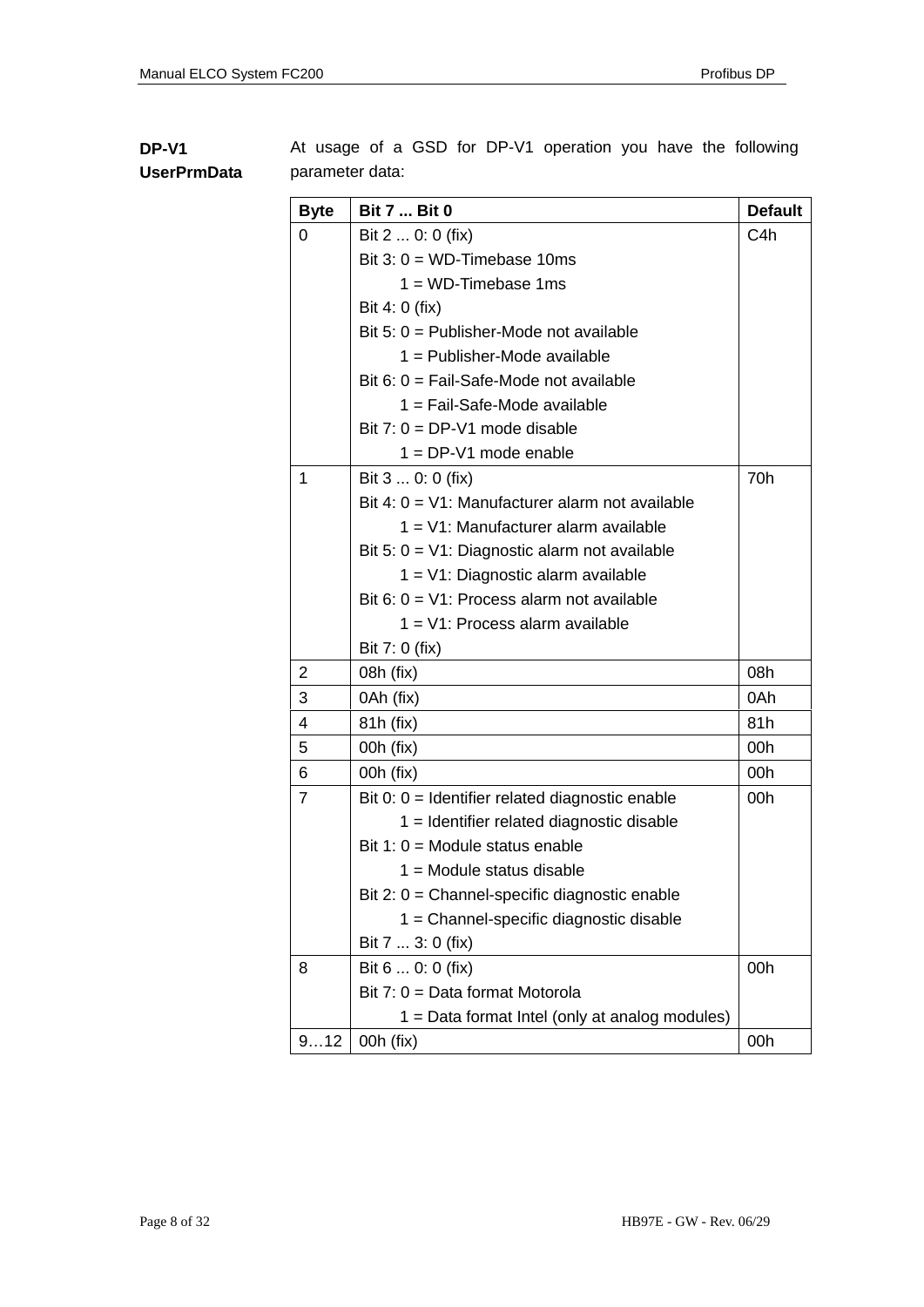**DP-V1 UserPrmData**

At usage of a GSD for DP-V1 operation you have the following parameter data:

| Byte | Bit 7 ... Bit 0 | Default |
|---|---|---|
| 0 | Bit 2 ... 0: 0 (fix)<br>Bit 3: 0 = WD-Timebase 10ms<br>1 = WD-Timebase 1ms<br>Bit 4: 0 (fix)<br>Bit 5: 0 = Publisher-Mode not available<br>1 = Publisher-Mode available<br>Bit 6: 0 = Fail-Safe-Mode not available<br>1 = Fail-Safe-Mode available<br>Bit 7: 0 = DP-V1 mode disable<br>1 = DP-V1 mode enable | C4h |
| 1 | Bit 3 ... 0: 0 (fix)<br>Bit 4: 0 = V1: Manufacturer alarm not available<br>1 = V1: Manufacturer alarm available<br>Bit 5: 0 = V1: Diagnostic alarm not available<br>1 = V1: Diagnostic alarm available<br>Bit 6: 0 = V1: Process alarm not available<br>1 = V1: Process alarm available<br>Bit 7: 0 (fix) | 70h |
| 2 | 08h (fix) | 08h |
| 3 | 0Ah (fix) | 0Ah |
| 4 | 81h (fix) | 81h |
| 5 | 00h (fix) | 00h |
| 6 | 00h (fix) | 00h |
| 7 | Bit 0: 0 = Identifier related diagnostic enable<br>1 = Identifier related diagnostic disable<br>Bit 1: 0 = Module status enable<br>1 = Module status disable<br>Bit 2: 0 = Channel-specific diagnostic enable<br>1 = Channel-specific diagnostic disable<br>Bit 7 ... 3: 0 (fix) | 00h |
| 8 | Bit 6 ... 0: 0 (fix)<br>Bit 7: 0 = Data format Motorola<br>1 = Data format Intel (only at analog modules) | 00h |
| 9…12 | 00h (fix) | 00h |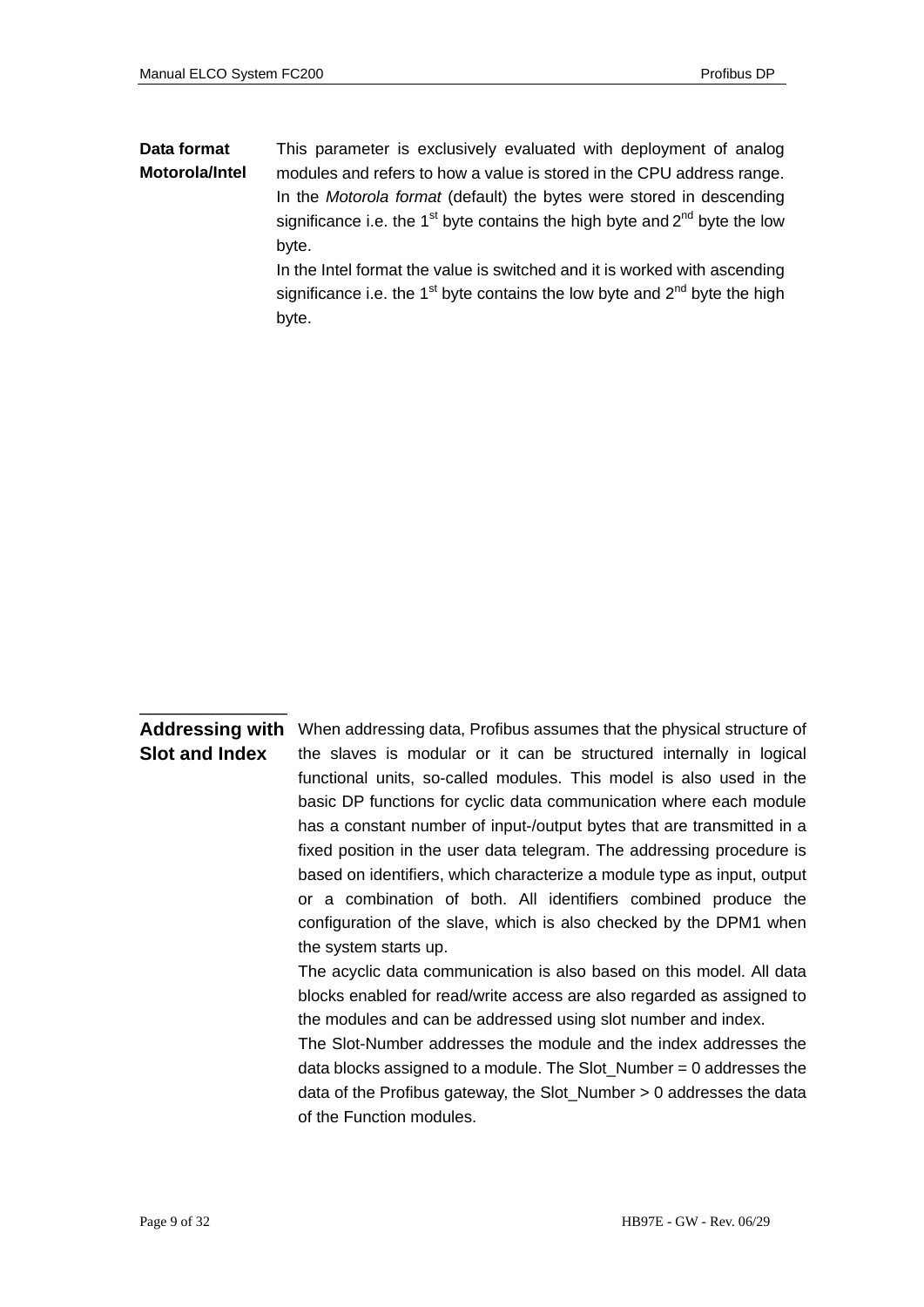**Data format Motorola/Intel**

This parameter is exclusively evaluated with deployment of analog modules and refers to how a value is stored in the CPU address range.
In the *Motorola format* (default) the bytes were stored in descending significance i.e. the 1$^{st}$ byte contains the high byte and 2$^{nd}$ byte the low byte.
In the Intel format the value is switched and it is worked with ascending significance i.e. the 1$^{st}$ byte contains the low byte and 2$^{nd}$ byte the high byte.

## Addressing with Slot and Index

When addressing data, Profibus assumes that the physical structure of the slaves is modular or it can be structured internally in logical functional units, so-called modules. This model is also used in the basic DP functions for cyclic data communication where each module has a constant number of input-/output bytes that are transmitted in a fixed position in the user data telegram. The addressing procedure is based on identifiers, which characterize a module type as input, output or a combination of both. All identifiers combined produce the configuration of the slave, which is also checked by the DPM1 when the system starts up.
The acyclic data communication is also based on this model. All data blocks enabled for read/write access are also regarded as assigned to the modules and can be addressed using slot number and index.
The Slot-Number addresses the module and the index addresses the data blocks assigned to a module. The Slot_Number = 0 addresses the data of the Profibus gateway, the Slot_Number > 0 addresses the data of the Function modules.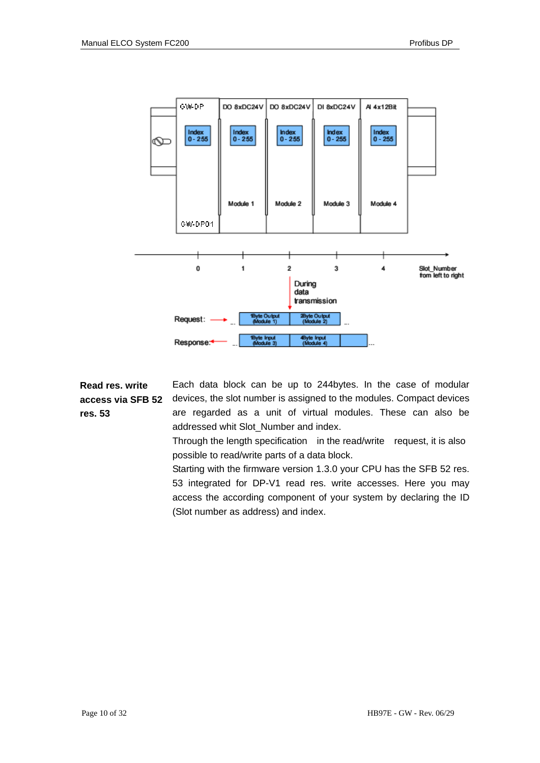GW-DP | DO 8xDC24V | DO 8xDC24V | DI 8xDC24V | AI 4x12Bit

Index 0 - 255 | Index 0 - 255 | Index 0 - 255 | Index 0 - 255 | Index 0 - 255

GW-DP01 | Module 1 | Module 2 | Module 3 | Module 4

0 | 1 | 2 | 3 | 4 — Slot_Number from left to right

During data transmission

Request: ... 1Byte Output (Module 1) | 2Byte Output (Module 2) ...

Response: ... 1Byte Input (Module 3) | 4Byte Input (Module 4) | ...

**Read res. write access via SFB 52 res. 53**

Each data block can be up to 244bytes. In the case of modular devices, the slot number is assigned to the modules. Compact devices are regarded as a unit of virtual modules. These can also be addressed whit Slot_Number and index.

Through the length specification in the read/write request, it is also possible to read/write parts of a data block.

Starting with the firmware version 1.3.0 your CPU has the SFB 52 res. 53 integrated for DP-V1 read res. write accesses. Here you may access the according component of your system by declaring the ID (Slot number as address) and index.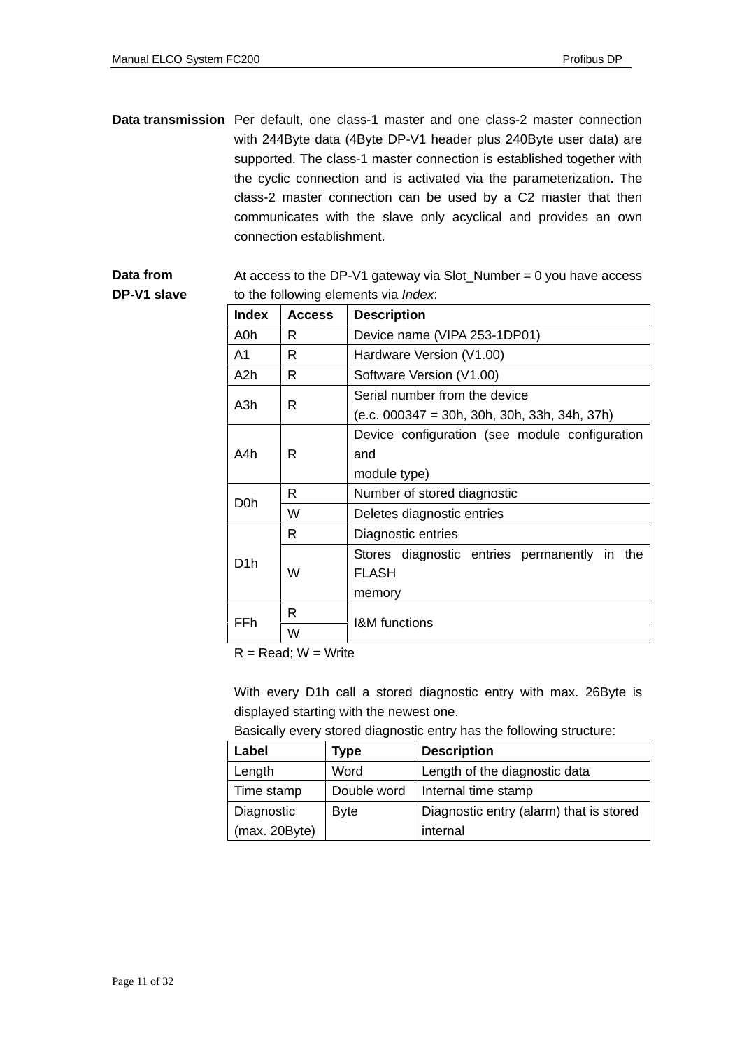**Data transmission** Per default, one class-1 master and one class-2 master connection with 244Byte data (4Byte DP-V1 header plus 240Byte user data) are supported. The class-1 master connection is established together with the cyclic connection and is activated via the parameterization. The class-2 master connection can be used by a C2 master that then communicates with the slave only acyclical and provides an own connection establishment.

**Data from DP-V1 slave** At access to the DP-V1 gateway via Slot_Number = 0 you have access to the following elements via *Index*:

| Index | Access | Description |
|---|---|---|
| A0h | R | Device name (VIPA 253-1DP01) |
| A1 | R | Hardware Version (V1.00) |
| A2h | R | Software Version (V1.00) |
| A3h | R | Serial number from the device (e.c. 000347 = 30h, 30h, 30h, 33h, 34h, 37h) |
| A4h | R | Device configuration (see module configuration and module type) |
| D0h | R | Number of stored diagnostic |
| | W | Deletes diagnostic entries |
| D1h | R | Diagnostic entries |
| | W | Stores diagnostic entries permanently in the FLASH memory |
| FFh | R | I&M functions |
| | W | |

R = Read; W = Write

With every D1h call a stored diagnostic entry with max. 26Byte is displayed starting with the newest one.

Basically every stored diagnostic entry has the following structure:

| Label | Type | Description |
|---|---|---|
| Length | Word | Length of the diagnostic data |
| Time stamp | Double word | Internal time stamp |
| Diagnostic (max. 20Byte) | Byte | Diagnostic entry (alarm) that is stored internal |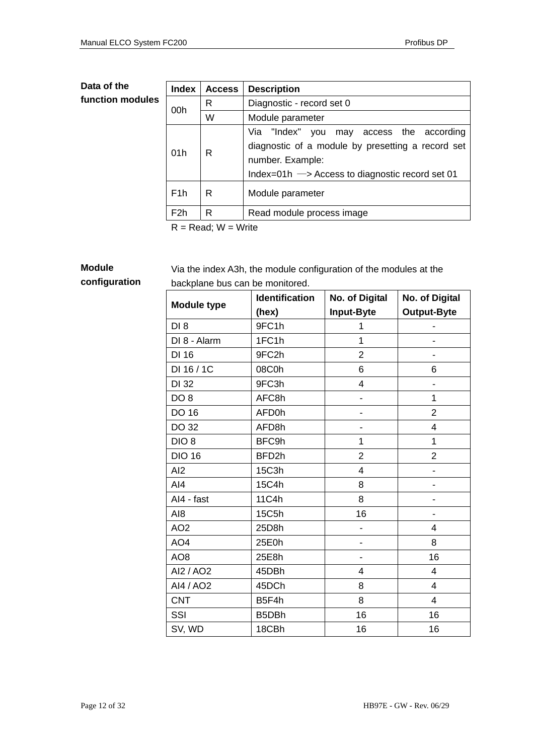**Data of the function modules**

| Index | Access | Description |
|---|---|---|
| 00h | R | Diagnostic - record set 0 |
| | W | Module parameter |
| 01h | R | Via "Index" you may access the according diagnostic of a module by presetting a record set number. Example: Index=01h —> Access to diagnostic record set 01 |
| F1h | R | Module parameter |
| F2h | R | Read module process image |

R = Read; W = Write

**Module configuration**

Via the index A3h, the module configuration of the modules at the backplane bus can be monitored.

| Module type | Identification (hex) | No. of Digital Input-Byte | No. of Digital Output-Byte |
|---|---|---|---|
| DI 8 | 9FC1h | 1 | - |
| DI 8 - Alarm | 1FC1h | 1 | - |
| DI 16 | 9FC2h | 2 | - |
| DI 16 / 1C | 08C0h | 6 | 6 |
| DI 32 | 9FC3h | 4 | - |
| DO 8 | AFC8h | - | 1 |
| DO 16 | AFD0h | - | 2 |
| DO 32 | AFD8h | - | 4 |
| DIO 8 | BFC9h | 1 | 1 |
| DIO 16 | BFD2h | 2 | 2 |
| AI2 | 15C3h | 4 | - |
| AI4 | 15C4h | 8 | - |
| AI4 - fast | 11C4h | 8 | - |
| AI8 | 15C5h | 16 | - |
| AO2 | 25D8h | - | 4 |
| AO4 | 25E0h | - | 8 |
| AO8 | 25E8h | - | 16 |
| AI2 / AO2 | 45DBh | 4 | 4 |
| AI4 / AO2 | 45DCh | 8 | 4 |
| CNT | B5F4h | 8 | 4 |
| SSI | B5DBh | 16 | 16 |
| SV, WD | 18CBh | 16 | 16 |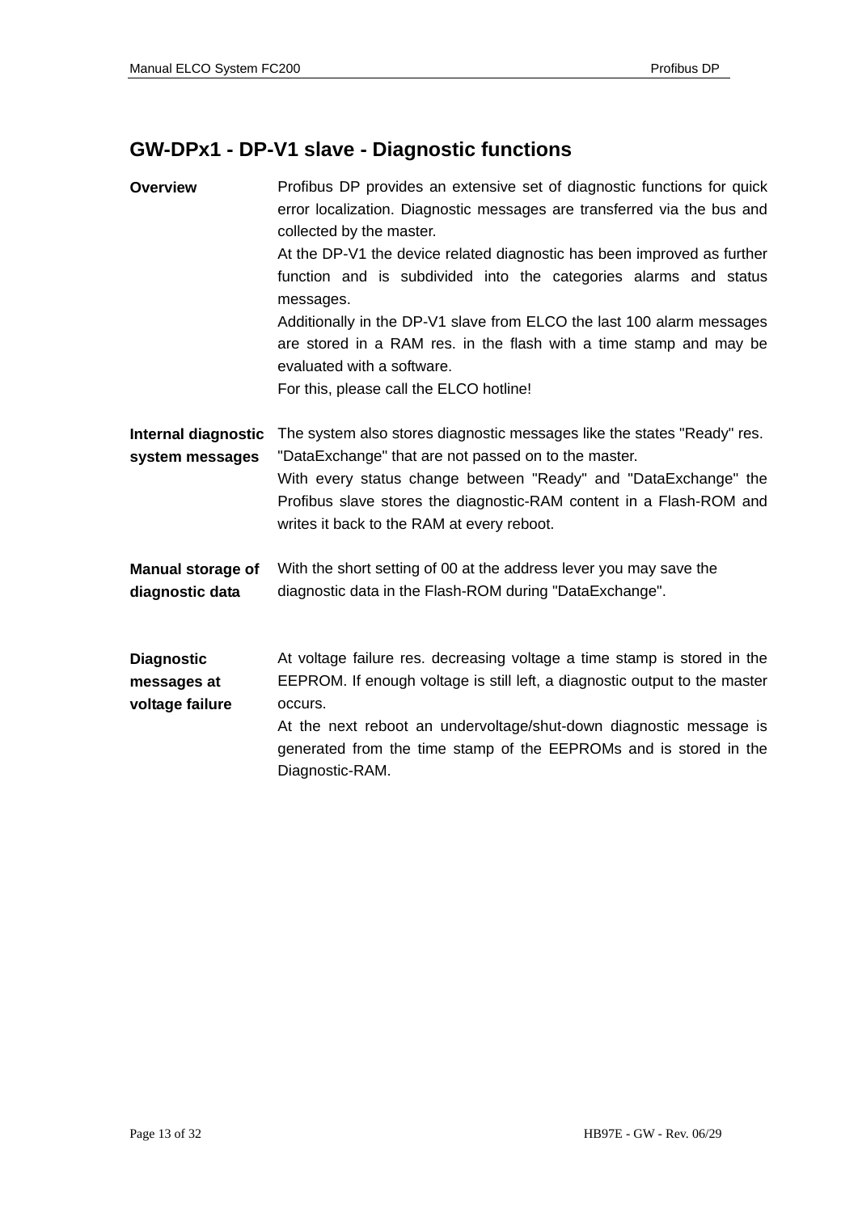## GW-DPx1 - DP-V1 slave - Diagnostic functions

**Overview**

Profibus DP provides an extensive set of diagnostic functions for quick error localization. Diagnostic messages are transferred via the bus and collected by the master.
At the DP-V1 the device related diagnostic has been improved as further function and is subdivided into the categories alarms and status messages.
Additionally in the DP-V1 slave from ELCO the last 100 alarm messages are stored in a RAM res. in the flash with a time stamp and may be evaluated with a software.
For this, please call the ELCO hotline!

**Internal diagnostic system messages**

The system also stores diagnostic messages like the states "Ready" res. "DataExchange" that are not passed on to the master.
With every status change between "Ready" and "DataExchange" the Profibus slave stores the diagnostic-RAM content in a Flash-ROM and writes it back to the RAM at every reboot.

**Manual storage of diagnostic data**

With the short setting of 00 at the address lever you may save the diagnostic data in the Flash-ROM during "DataExchange".

**Diagnostic messages at voltage failure**

At voltage failure res. decreasing voltage a time stamp is stored in the EEPROM. If enough voltage is still left, a diagnostic output to the master occurs.
At the next reboot an undervoltage/shut-down diagnostic message is generated from the time stamp of the EEPROMs and is stored in the Diagnostic-RAM.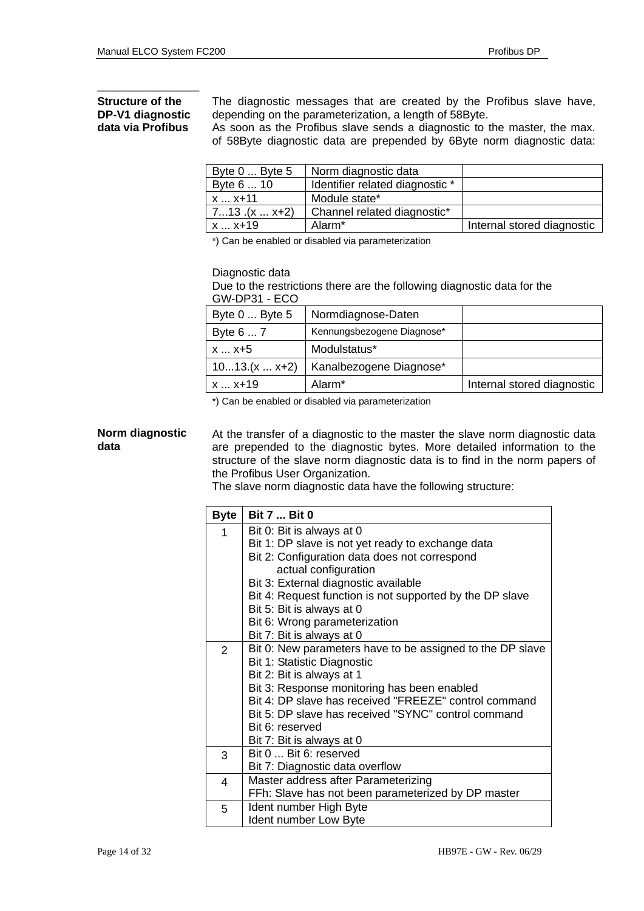## Structure of the DP-V1 diagnostic data via Profibus

The diagnostic messages that are created by the Profibus slave have, depending on the parameterization, a length of 58Byte.
As soon as the Profibus slave sends a diagnostic to the master, the max. of 58Byte diagnostic data are prepended by 6Byte norm diagnostic data:

| Byte 0 ... Byte 5 | Norm diagnostic data | |
|---|---|---|
| Byte 6 ... 10 | Identifier related diagnostic * | |
| x ... x+11 | Module state* | |
| 7...13 .(x ... x+2) | Channel related diagnostic* | |
| x ... x+19 | Alarm* | Internal stored diagnostic |

*) Can be enabled or disabled via parameterization

Diagnostic data
Due to the restrictions there are the following diagnostic data for the GW-DP31 - ECO

| Byte 0 ... Byte 5 | Normdiagnose-Daten | |
|---|---|---|
| Byte 6 ... 7 | Kennungsbezogene Diagnose* | |
| x ... x+5 | Modulstatus* | |
| 10...13.(x ... x+2) | Kanalbezogene Diagnose* | |
| x ... x+19 | Alarm* | Internal stored diagnostic |

*) Can be enabled or disabled via parameterization

## Norm diagnostic data

At the transfer of a diagnostic to the master the slave norm diagnostic data are prepended to the diagnostic bytes. More detailed information to the structure of the slave norm diagnostic data is to find in the norm papers of the Profibus User Organization.
The slave norm diagnostic data have the following structure:

| Byte | Bit 7 ... Bit 0 |
|---|---|
| 1 | Bit 0: Bit is always at 0<br>Bit 1: DP slave is not yet ready to exchange data<br>Bit 2: Configuration data does not correspond actual configuration<br>Bit 3: External diagnostic available<br>Bit 4: Request function is not supported by the DP slave<br>Bit 5: Bit is always at 0<br>Bit 6: Wrong parameterization<br>Bit 7: Bit is always at 0 |
| 2 | Bit 0: New parameters have to be assigned to the DP slave<br>Bit 1: Statistic Diagnostic<br>Bit 2: Bit is always at 1<br>Bit 3: Response monitoring has been enabled<br>Bit 4: DP slave has received "FREEZE" control command<br>Bit 5: DP slave has received "SYNC" control command<br>Bit 6: reserved<br>Bit 7: Bit is always at 0 |
| 3 | Bit 0 ... Bit 6: reserved<br>Bit 7: Diagnostic data overflow |
| 4 | Master address after Parameterizing<br>FFh: Slave has not been parameterized by DP master |
| 5 | Ident number High Byte<br>Ident number Low Byte |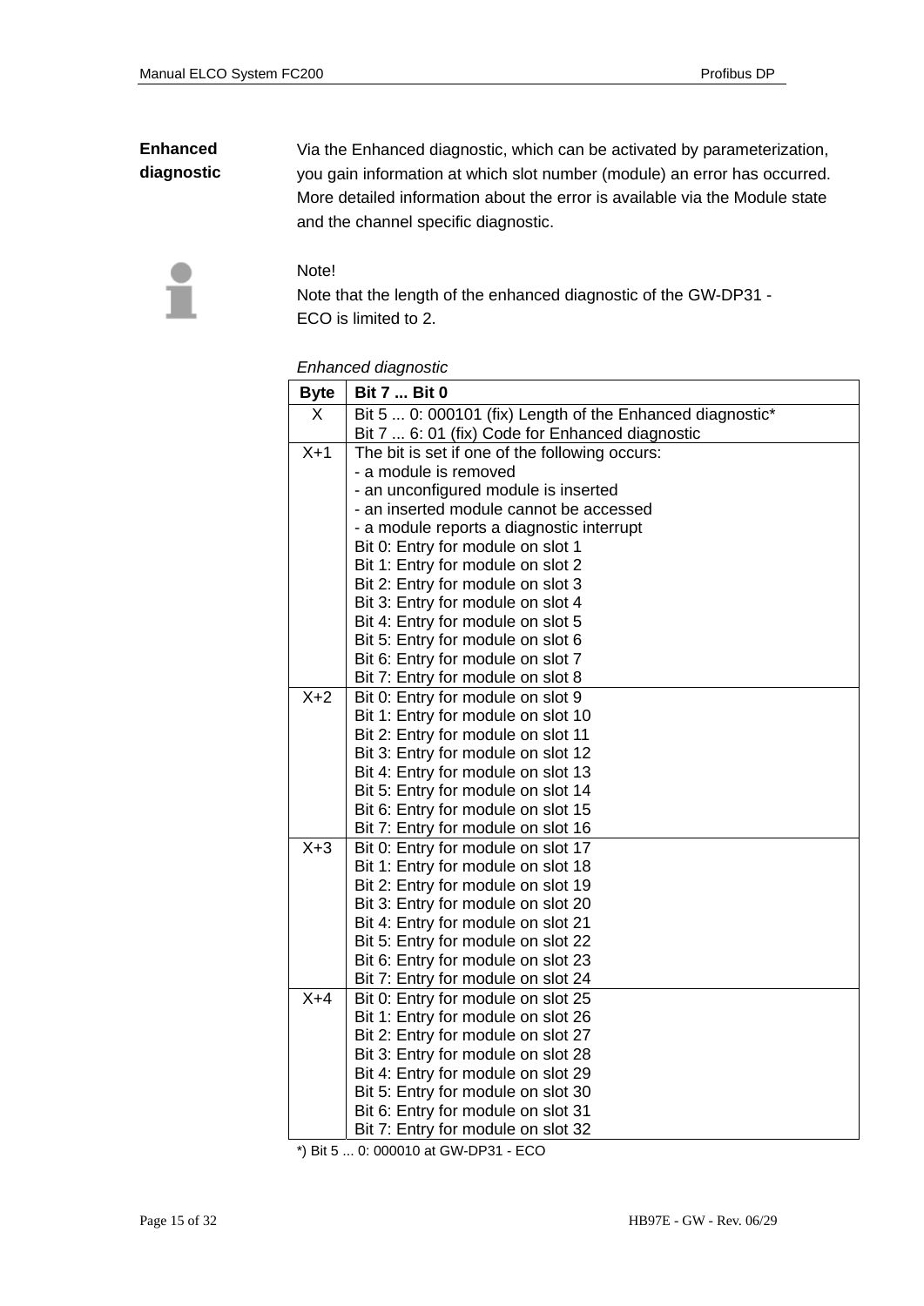**Enhanced diagnostic**

Via the Enhanced diagnostic, which can be activated by parameterization, you gain information at which slot number (module) an error has occurred. More detailed information about the error is available via the Module state and the channel specific diagnostic.

Note!
Note that the length of the enhanced diagnostic of the GW-DP31 - ECO is limited to 2.

*Enhanced diagnostic*

| Byte | Bit 7 ... Bit 0 |
|---|---|
| X | Bit 5 ... 0: 000101 (fix) Length of the Enhanced diagnostic*<br>Bit 7 ... 6: 01 (fix) Code for Enhanced diagnostic |
| X+1 | The bit is set if one of the following occurs:<br>- a module is removed<br>- an unconfigured module is inserted<br>- an inserted module cannot be accessed<br>- a module reports a diagnostic interrupt<br>Bit 0: Entry for module on slot 1<br>Bit 1: Entry for module on slot 2<br>Bit 2: Entry for module on slot 3<br>Bit 3: Entry for module on slot 4<br>Bit 4: Entry for module on slot 5<br>Bit 5: Entry for module on slot 6<br>Bit 6: Entry for module on slot 7<br>Bit 7: Entry for module on slot 8 |
| X+2 | Bit 0: Entry for module on slot 9<br>Bit 1: Entry for module on slot 10<br>Bit 2: Entry for module on slot 11<br>Bit 3: Entry for module on slot 12<br>Bit 4: Entry for module on slot 13<br>Bit 5: Entry for module on slot 14<br>Bit 6: Entry for module on slot 15<br>Bit 7: Entry for module on slot 16 |
| X+3 | Bit 0: Entry for module on slot 17<br>Bit 1: Entry for module on slot 18<br>Bit 2: Entry for module on slot 19<br>Bit 3: Entry for module on slot 20<br>Bit 4: Entry for module on slot 21<br>Bit 5: Entry for module on slot 22<br>Bit 6: Entry for module on slot 23<br>Bit 7: Entry for module on slot 24 |
| X+4 | Bit 0: Entry for module on slot 25<br>Bit 1: Entry for module on slot 26<br>Bit 2: Entry for module on slot 27<br>Bit 3: Entry for module on slot 28<br>Bit 4: Entry for module on slot 29<br>Bit 5: Entry for module on slot 30<br>Bit 6: Entry for module on slot 31<br>Bit 7: Entry for module on slot 32 |

*) Bit 5 ... 0: 000010 at GW-DP31 - ECO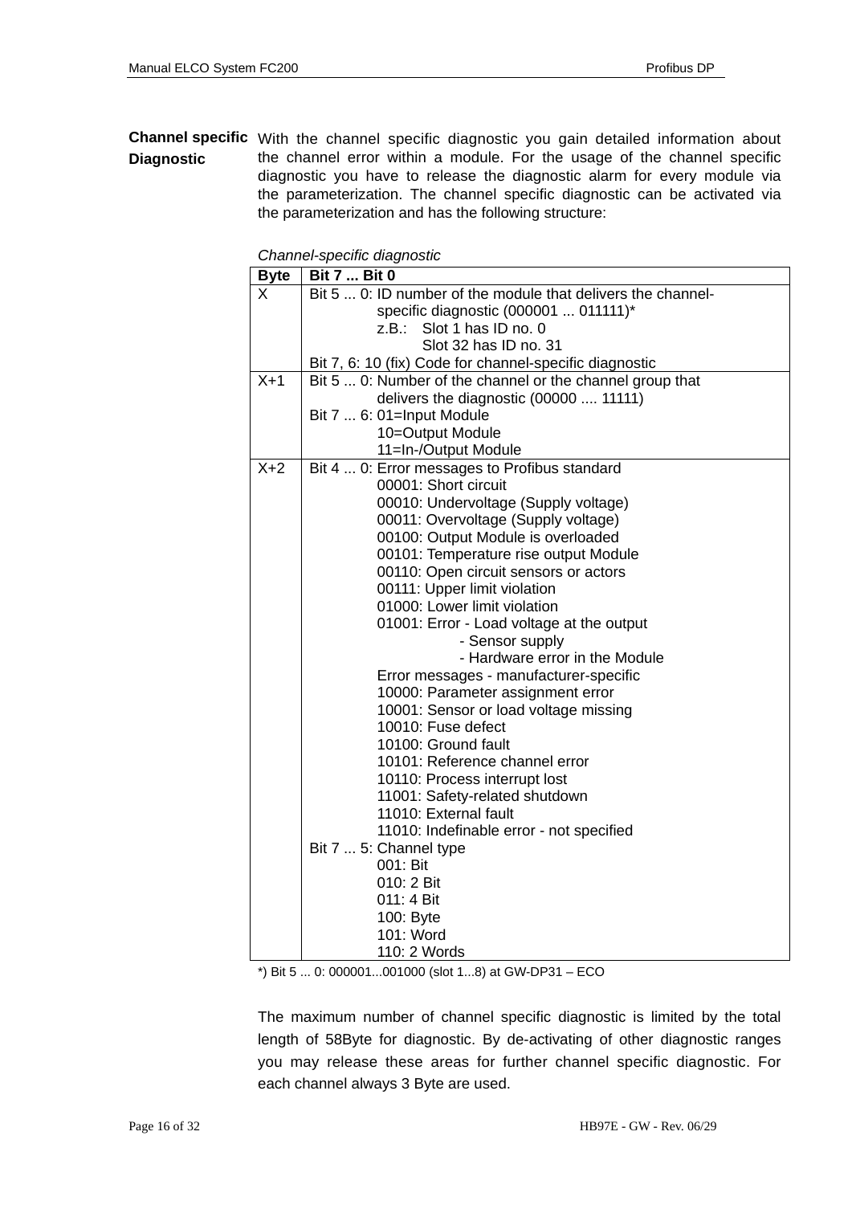**Channel specific Diagnostic**

With the channel specific diagnostic you gain detailed information about the channel error within a module. For the usage of the channel specific diagnostic you have to release the diagnostic alarm for every module via the parameterization. The channel specific diagnostic can be activated via the parameterization and has the following structure:

*Channel-specific diagnostic*

| Byte | Bit 7 ... Bit 0 |
|---|---|
| X | Bit 5 ... 0: ID number of the module that delivers the channel-specific diagnostic (000001 ... 011111)*<br>z.B.: Slot 1 has ID no. 0<br>Slot 32 has ID no. 31<br>Bit 7, 6: 10 (fix) Code for channel-specific diagnostic |
| X+1 | Bit 5 ... 0: Number of the channel or the channel group that delivers the diagnostic (00000 .... 11111)<br>Bit 7 ... 6: 01=Input Module<br>10=Output Module<br>11=In-/Output Module |
| X+2 | Bit 4 ... 0: Error messages to Profibus standard<br>00001: Short circuit<br>00010: Undervoltage (Supply voltage)<br>00011: Overvoltage (Supply voltage)<br>00100: Output Module is overloaded<br>00101: Temperature rise output Module<br>00110: Open circuit sensors or actors<br>00111: Upper limit violation<br>01000: Lower limit violation<br>01001: Error - Load voltage at the output<br>- Sensor supply<br>- Hardware error in the Module<br>Error messages - manufacturer-specific<br>10000: Parameter assignment error<br>10001: Sensor or load voltage missing<br>10010: Fuse defect<br>10100: Ground fault<br>10101: Reference channel error<br>10110: Process interrupt lost<br>11001: Safety-related shutdown<br>11010: External fault<br>11010: Indefinable error - not specified<br>Bit 7 ... 5: Channel type<br>001: Bit<br>010: 2 Bit<br>011: 4 Bit<br>100: Byte<br>101: Word<br>110: 2 Words |

*) Bit 5 ... 0: 000001...001000 (slot 1...8) at GW-DP31 – ECO

The maximum number of channel specific diagnostic is limited by the total length of 58Byte for diagnostic. By de-activating of other diagnostic ranges you may release these areas for further channel specific diagnostic. For each channel always 3 Byte are used.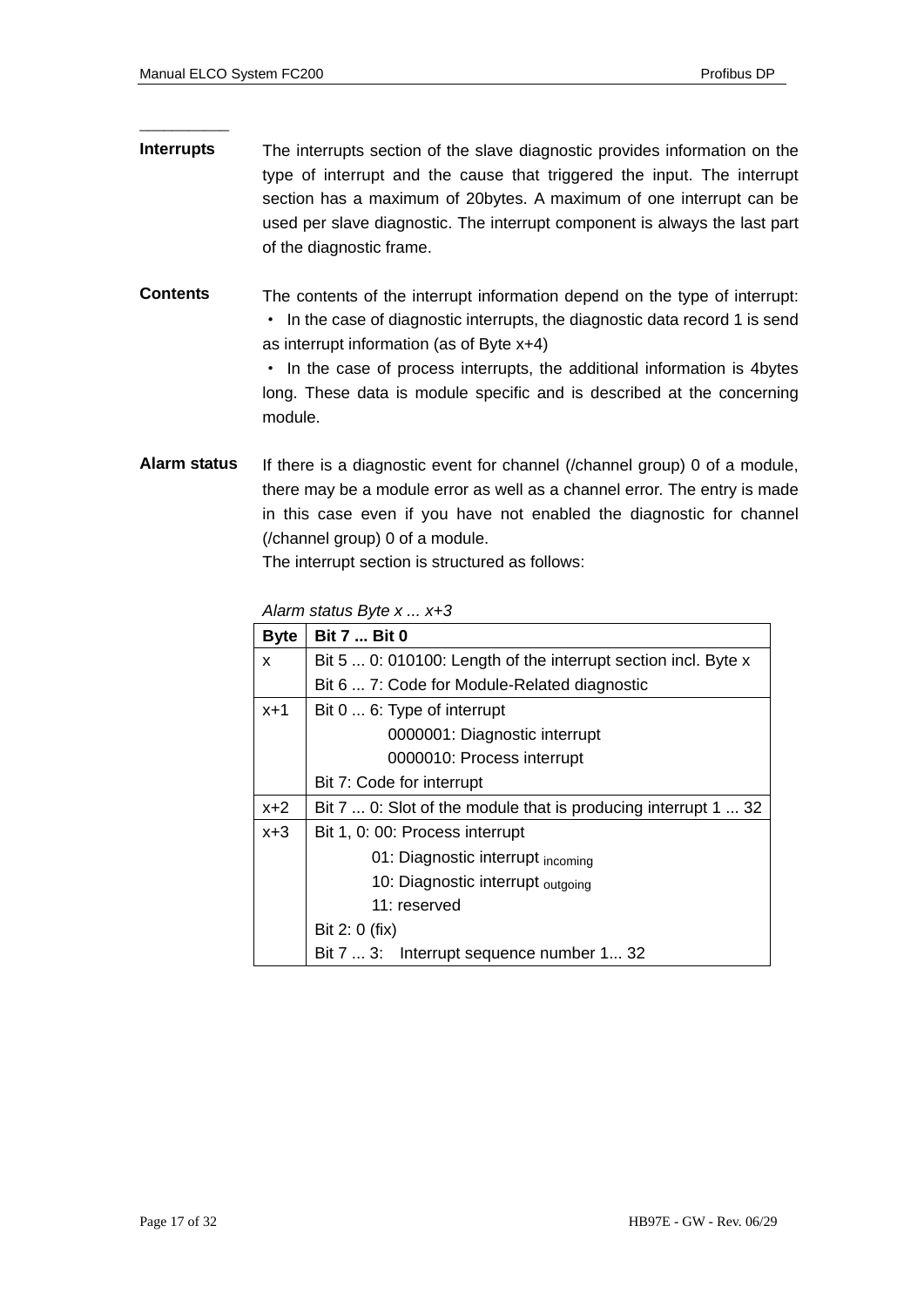**Interrupts**

The interrupts section of the slave diagnostic provides information on the type of interrupt and the cause that triggered the input. The interrupt section has a maximum of 20bytes. A maximum of one interrupt can be used per slave diagnostic. The interrupt component is always the last part of the diagnostic frame.

**Contents**

The contents of the interrupt information depend on the type of interrupt:

・ In the case of diagnostic interrupts, the diagnostic data record 1 is send as interrupt information (as of Byte x+4)

・ In the case of process interrupts, the additional information is 4bytes long. These data is module specific and is described at the concerning module.

**Alarm status**

If there is a diagnostic event for channel (/channel group) 0 of a module, there may be a module error as well as a channel error. The entry is made in this case even if you have not enabled the diagnostic for channel (/channel group) 0 of a module.

The interrupt section is structured as follows:

*Alarm status Byte x ... x+3*

| **Byte** | **Bit 7 ... Bit 0** |
|---|---|
| x | Bit 5 ... 0: 010100: Length of the interrupt section incl. Byte x |
| | Bit 6 ... 7: Code for Module-Related diagnostic |
| x+1 | Bit 0 ... 6: Type of interrupt |
| | 0000001: Diagnostic interrupt |
| | 0000010: Process interrupt |
| | Bit 7: Code for interrupt |
| x+2 | Bit 7 ... 0: Slot of the module that is producing interrupt 1 ... 32 |
| x+3 | Bit 1, 0: 00: Process interrupt |
| | 01: Diagnostic interrupt $_{incoming}$ |
| | 10: Diagnostic interrupt $_{outgoing}$ |
| | 11: reserved |
| | Bit 2: 0 (fix) |
| | Bit 7 ... 3: Interrupt sequence number 1... 32 |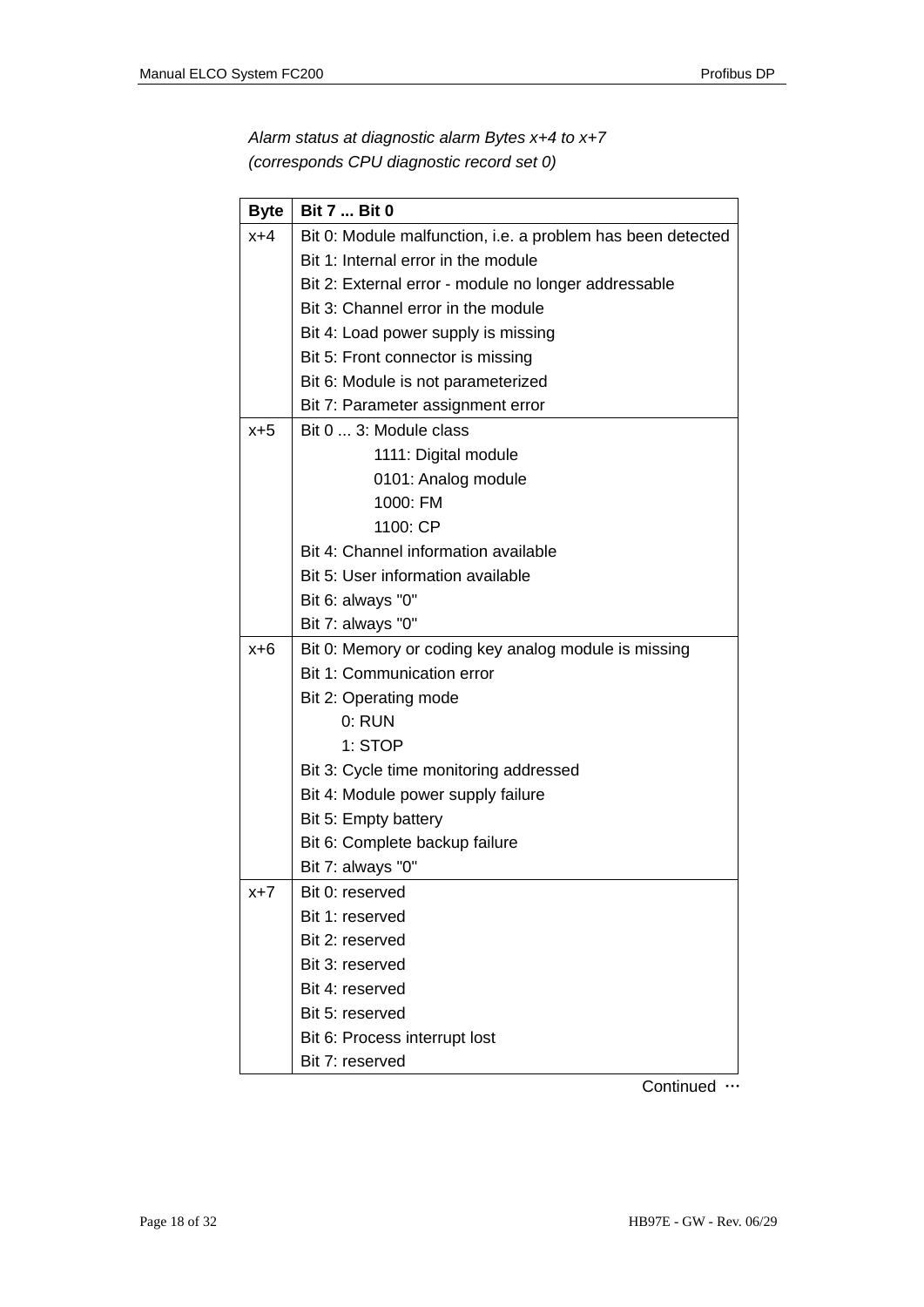*Alarm status at diagnostic alarm Bytes x+4 to x+7*
*(corresponds CPU diagnostic record set 0)*

| Byte | Bit 7 ... Bit 0 |
|---|---|
| x+4 | Bit 0: Module malfunction, i.e. a problem has been detected<br>Bit 1: Internal error in the module<br>Bit 2: External error - module no longer addressable<br>Bit 3: Channel error in the module<br>Bit 4: Load power supply is missing<br>Bit 5: Front connector is missing<br>Bit 6: Module is not parameterized<br>Bit 7: Parameter assignment error |
| x+5 | Bit 0 ... 3: Module class<br>1111: Digital module<br>0101: Analog module<br>1000: FM<br>1100: CP<br>Bit 4: Channel information available<br>Bit 5: User information available<br>Bit 6: always "0"<br>Bit 7: always "0" |
| x+6 | Bit 0: Memory or coding key analog module is missing<br>Bit 1: Communication error<br>Bit 2: Operating mode<br>0: RUN<br>1: STOP<br>Bit 3: Cycle time monitoring addressed<br>Bit 4: Module power supply failure<br>Bit 5: Empty battery<br>Bit 6: Complete backup failure<br>Bit 7: always "0" |
| x+7 | Bit 0: reserved<br>Bit 1: reserved<br>Bit 2: reserved<br>Bit 3: reserved<br>Bit 4: reserved<br>Bit 5: reserved<br>Bit 6: Process interrupt lost<br>Bit 7: reserved |

Continued ...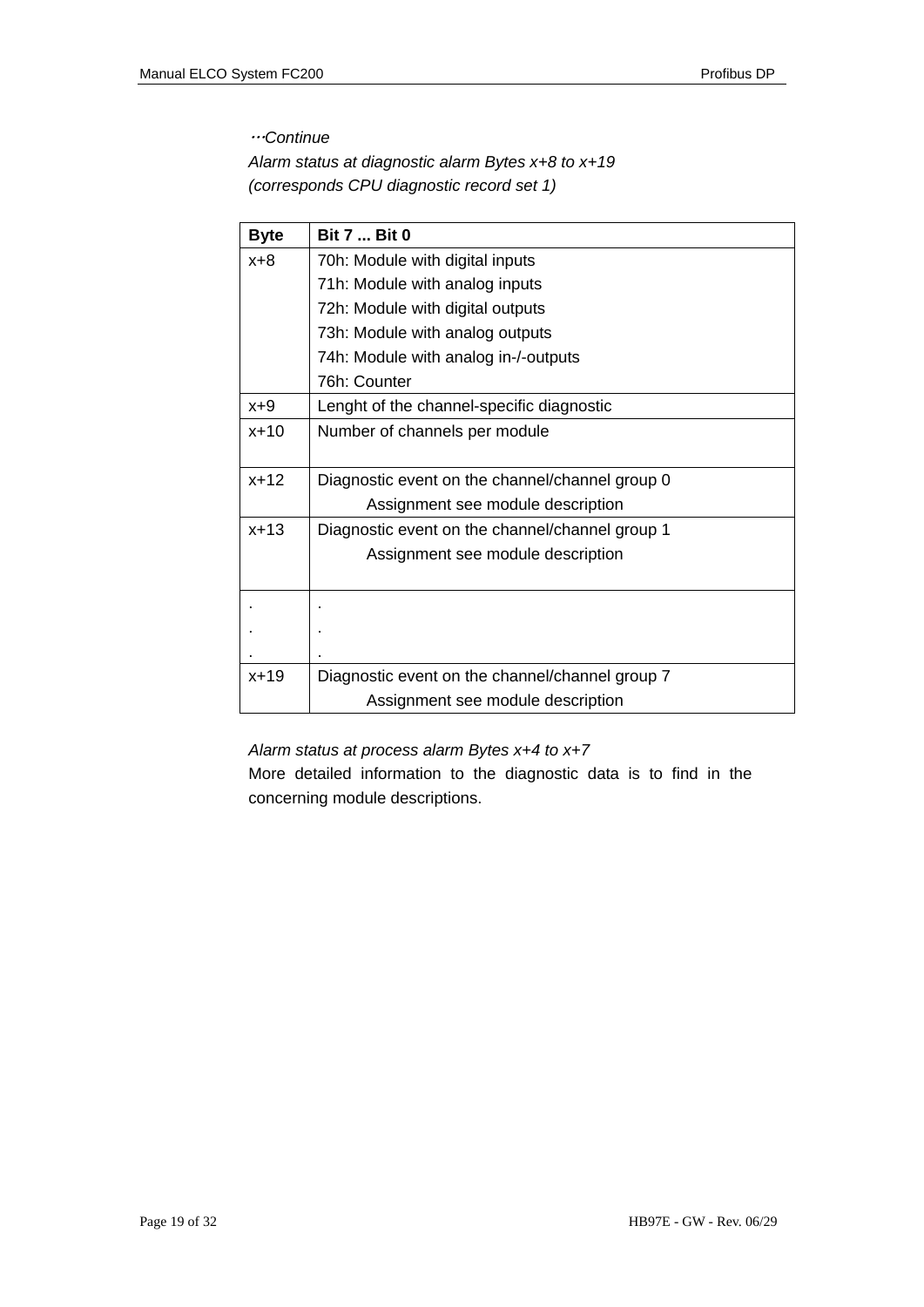*…Continue*

*Alarm status at diagnostic alarm Bytes x+8 to x+19*

*(corresponds CPU diagnostic record set 1)*

| Byte | Bit 7 ... Bit 0 |
|---|---|
| x+8 | 70h: Module with digital inputs<br>71h: Module with analog inputs<br>72h: Module with digital outputs<br>73h: Module with analog outputs<br>74h: Module with analog in-/-outputs<br>76h: Counter |
| x+9 | Lenght of the channel-specific diagnostic |
| x+10 | Number of channels per module |
| x+12 | Diagnostic event on the channel/channel group 0<br>Assignment see module description |
| x+13 | Diagnostic event on the channel/channel group 1<br>Assignment see module description |
| .<br>.<br>. | .<br>.<br>. |
| x+19 | Diagnostic event on the channel/channel group 7<br>Assignment see module description |

*Alarm status at process alarm Bytes x+4 to x+7*

More detailed information to the diagnostic data is to find in the concerning module descriptions.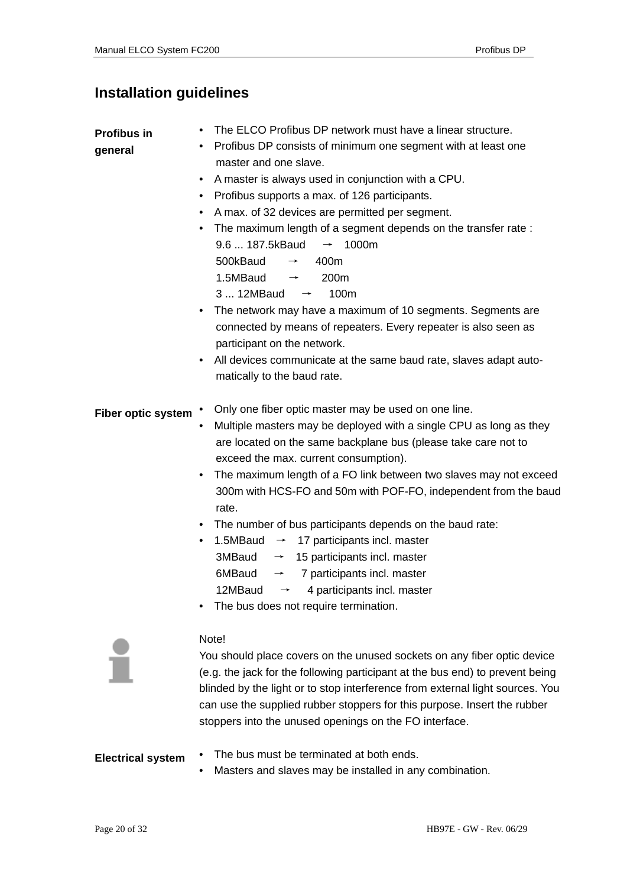## Installation guidelines

**Profibus in general**

- The ELCO Profibus DP network must have a linear structure.
- Profibus DP consists of minimum one segment with at least one master and one slave.
- A master is always used in conjunction with a CPU.
- Profibus supports a max. of 126 participants.
- A max. of 32 devices are permitted per segment.
- The maximum length of a segment depends on the transfer rate :
  9.6 ... 187.5kBaud → 1000m
  500kBaud → 400m
  1.5MBaud → 200m
  3 ... 12MBaud → 100m
- The network may have a maximum of 10 segments. Segments are connected by means of repeaters. Every repeater is also seen as participant on the network.
- All devices communicate at the same baud rate, slaves adapt automatically to the baud rate.

**Fiber optic system**

- Only one fiber optic master may be used on one line.
- Multiple masters may be deployed with a single CPU as long as they are located on the same backplane bus (please take care not to exceed the max. current consumption).
- The maximum length of a FO link between two slaves may not exceed 300m with HCS-FO and 50m with POF-FO, independent from the baud rate.
- The number of bus participants depends on the baud rate:
- 1.5MBaud → 17 participants incl. master
  3MBaud → 15 participants incl. master
  6MBaud → 7 participants incl. master
  12MBaud → 4 participants incl. master
- The bus does not require termination.

Note!
You should place covers on the unused sockets on any fiber optic device (e.g. the jack for the following participant at the bus end) to prevent being blinded by the light or to stop interference from external light sources. You can use the supplied rubber stoppers for this purpose. Insert the rubber stoppers into the unused openings on the FO interface.

**Electrical system**

- The bus must be terminated at both ends.
- Masters and slaves may be installed in any combination.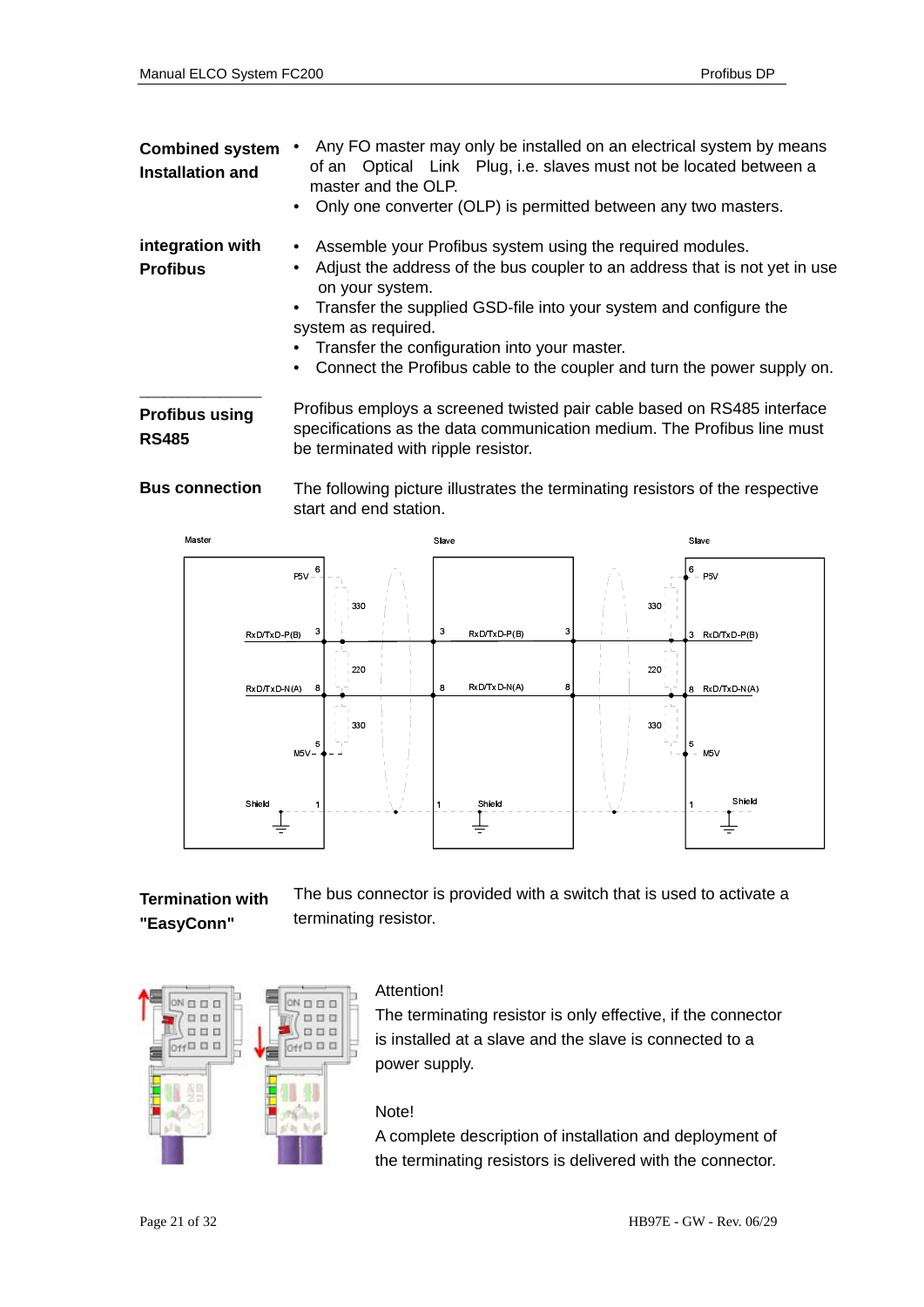**Combined system Installation and integration with Profibus**

- Any FO master may only be installed on an electrical system by means of an Optical Link Plug, i.e. slaves must not be located between a master and the OLP.
- Only one converter (OLP) is permitted between any two masters.

- Assemble your Profibus system using the required modules.
- Adjust the address of the bus coupler to an address that is not yet in use on your system.
- Transfer the supplied GSD-file into your system and configure the system as required.
- Transfer the configuration into your master.
- Connect the Profibus cable to the coupler and turn the power supply on.

**Profibus using RS485**

Profibus employs a screened twisted pair cable based on RS485 interface specifications as the data communication medium. The Profibus line must be terminated with ripple resistor.

**Bus connection**

The following picture illustrates the terminating resistors of the respective start and end station.

**Termination with "EasyConn"**

The bus connector is provided with a switch that is used to activate a terminating resistor.

Attention!
The terminating resistor is only effective, if the connector is installed at a slave and the slave is connected to a power supply.

Note!
A complete description of installation and deployment of the terminating resistors is delivered with the connector.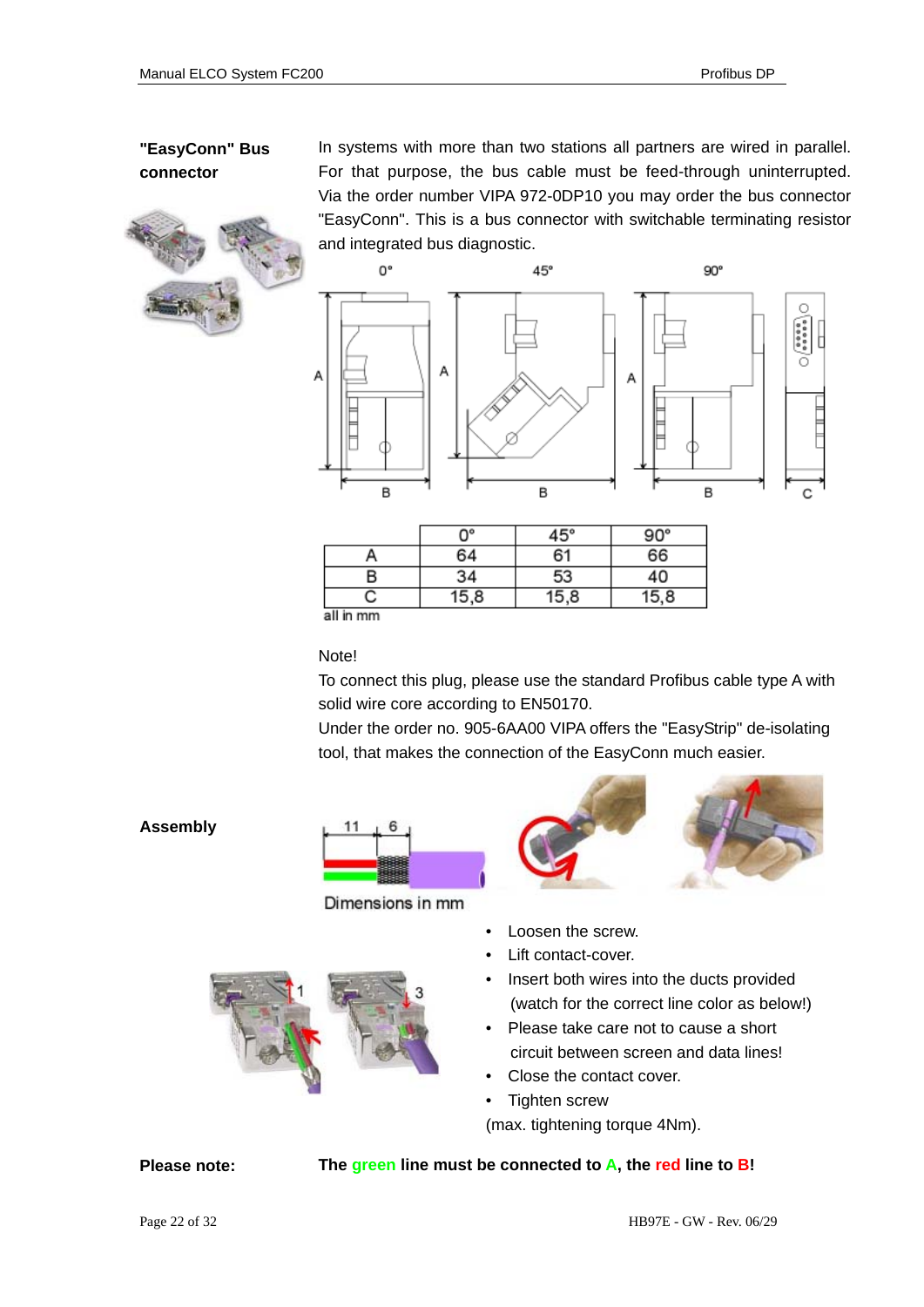**"EasyConn" Bus connector**

In systems with more than two stations all partners are wired in parallel. For that purpose, the bus cable must be feed-through uninterrupted. Via the order number VIPA 972-0DP10 you may order the bus connector "EasyConn". This is a bus connector with switchable terminating resistor and integrated bus diagnostic.

|   | 0° | 45° | 90° |
|---|---|---|---|
| A | 64 | 61 | 66 |
| B | 34 | 53 | 40 |
| C | 15,8 | 15,8 | 15,8 |

all in mm

Note!
To connect this plug, please use the standard Profibus cable type A with solid wire core according to EN50170.
Under the order no. 905-6AA00 VIPA offers the "EasyStrip" de-isolating tool, that makes the connection of the EasyConn much easier.

**Assembly**

Dimensions in mm

- Loosen the screw.
- Lift contact-cover.
- Insert both wires into the ducts provided (watch for the correct line color as below!)
- Please take care not to cause a short circuit between screen and data lines!
- Close the contact cover.
- Tighten screw

(max. tightening torque 4Nm).

**Please note:** **The green line must be connected to A, the red line to B!**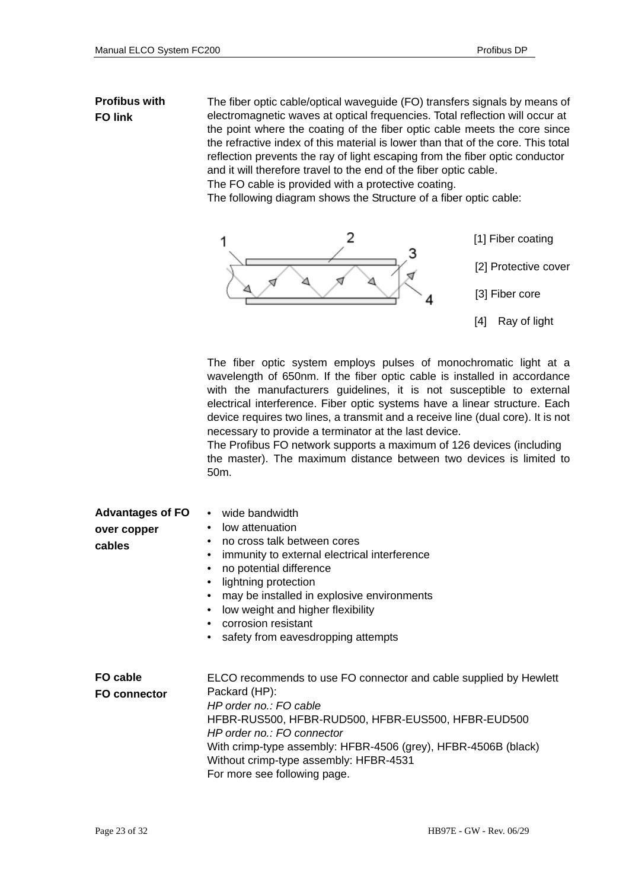**Profibus with FO link**

The fiber optic cable/optical waveguide (FO) transfers signals by means of electromagnetic waves at optical frequencies. Total reflection will occur at the point where the coating of the fiber optic cable meets the core since the refractive index of this material is lower than that of the core. This total reflection prevents the ray of light escaping from the fiber optic conductor and it will therefore travel to the end of the fiber optic cable.
The FO cable is provided with a protective coating.
The following diagram shows the Structure of a fiber optic cable:

[1] Fiber coating

[2] Protective cover

[3] Fiber core

[4] Ray of light

The fiber optic system employs pulses of monochromatic light at a wavelength of 650nm. If the fiber optic cable is installed in accordance with the manufacturers guidelines, it is not susceptible to external electrical interference. Fiber optic systems have a linear structure. Each device requires two lines, a transmit and a receive line (dual core). It is not necessary to provide a terminator at the last device.
The Profibus FO network supports a maximum of 126 devices (including the master). The maximum distance between two devices is limited to 50m.

**Advantages of FO over copper cables**

- wide bandwidth
- low attenuation
- no cross talk between cores
- immunity to external electrical interference
- no potential difference
- lightning protection
- may be installed in explosive environments
- low weight and higher flexibility
- corrosion resistant
- safety from eavesdropping attempts

**FO cable**
**FO connector**

ELCO recommends to use FO connector and cable supplied by Hewlett Packard (HP):
*HP order no.: FO cable*
HFBR-RUS500, HFBR-RUD500, HFBR-EUS500, HFBR-EUD500
*HP order no.: FO connector*
With crimp-type assembly: HFBR-4506 (grey), HFBR-4506B (black)
Without crimp-type assembly: HFBR-4531
For more see following page.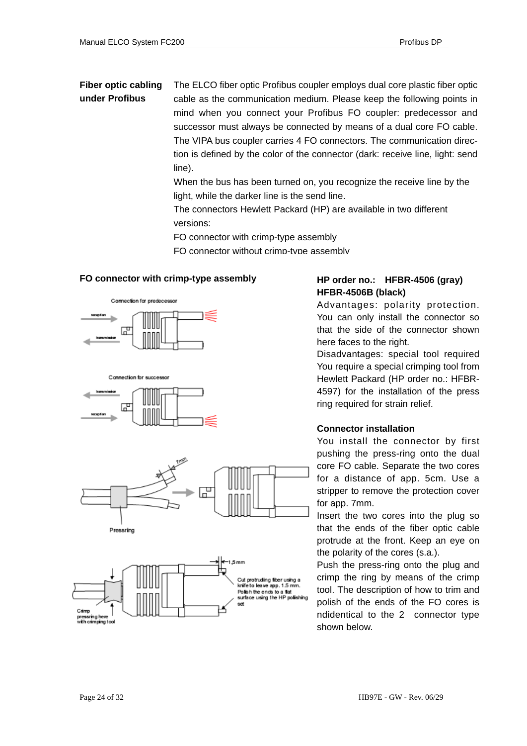**Fiber optic cabling under Profibus**

The ELCO fiber optic Profibus coupler employs dual core plastic fiber optic cable as the communication medium. Please keep the following points in mind when you connect your Profibus FO coupler: predecessor and successor must always be connected by means of a dual core FO cable. The VIPA bus coupler carries 4 FO connectors. The communication direction is defined by the color of the connector (dark: receive line, light: send line).

When the bus has been turned on, you recognize the receive line by the light, while the darker line is the send line.

The connectors Hewlett Packard (HP) are available in two different versions:

FO connector with crimp-type assembly

FO connector without crimp-type assembly

## FO connector with crimp-type assembly

Connection for predecessor

reception

transmission

Connection for successor

transmission

reception

7mm

Pressring

1,5 mm

Cut protruding fiber using a knife to leave app. 1.5 mm. Polish the ends to a flat surface using the HP polishing set

Crimp pressring here with crimping tool

**HP order no.: HFBR-4506 (gray) HFBR-4506B (black)**

Advantages: polarity protection. You can only install the connector so that the side of the connector shown here faces to the right.

Disadvantages: special tool required You require a special crimping tool from Hewlett Packard (HP order no.: HFBR-4597) for the installation of the press ring required for strain relief.

**Connector installation**

You install the connector by first pushing the press-ring onto the dual core FO cable. Separate the two cores for a distance of app. 5cm. Use a stripper to remove the protection cover for app. 7mm.

Insert the two cores into the plug so that the ends of the fiber optic cable protrude at the front. Keep an eye on the polarity of the cores (s.a.).

Push the press-ring onto the plug and crimp the ring by means of the crimp tool. The description of how to trim and polish of the ends of the FO cores is ndidentical to the 2 connector type shown below.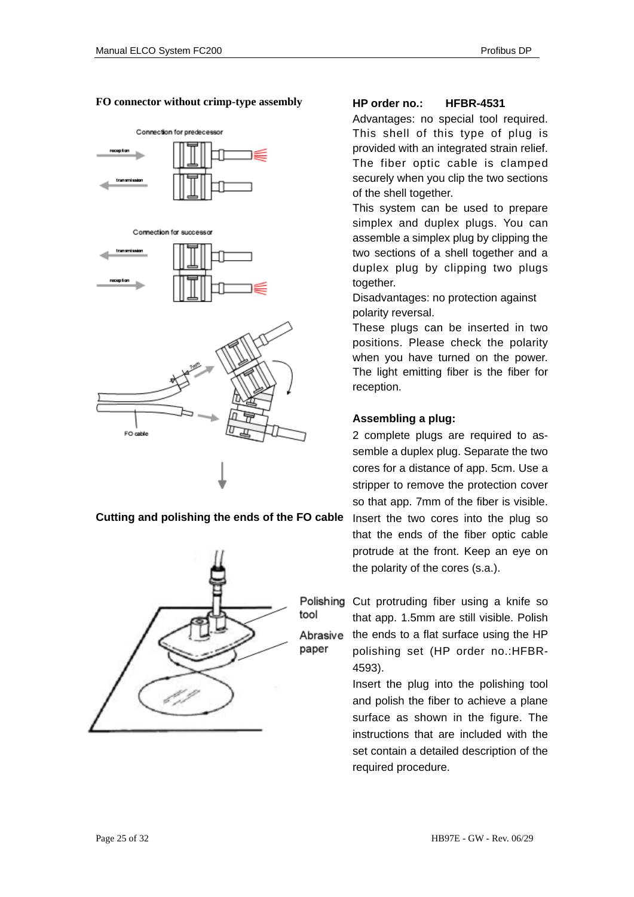## FO connector without crimp-type assembly

Connection for predecessor

reception

transmission

Connection for successor

transmission

reception

7mm

FO cable

**HP order no.:** **HFBR-4531**

Advantages: no special tool required. This shell of this type of plug is provided with an integrated strain relief. The fiber optic cable is clamped securely when you clip the two sections of the shell together.

This system can be used to prepare simplex and duplex plugs. You can assemble a simplex plug by clipping the two sections of a shell together and a duplex plug by clipping two plugs together.

Disadvantages: no protection against polarity reversal.

These plugs can be inserted in two positions. Please check the polarity when you have turned on the power. The light emitting fiber is the fiber for reception.

**Assembling a plug:**

2 complete plugs are required to assemble a duplex plug. Separate the two cores for a distance of app. 5cm. Use a stripper to remove the protection cover so that app. 7mm of the fiber is visible. Insert the two cores into the plug so that the ends of the fiber optic cable protrude at the front. Keep an eye on the polarity of the cores (s.a.).

## Cutting and polishing the ends of the FO cable

Polishing tool

Abrasive paper

Cut protruding fiber using a knife so that app. 1.5mm are still visible. Polish the ends to a flat surface using the HP polishing set (HP order no.:HFBR-4593).

Insert the plug into the polishing tool and polish the fiber to achieve a plane surface as shown in the figure. The instructions that are included with the set contain a detailed description of the required procedure.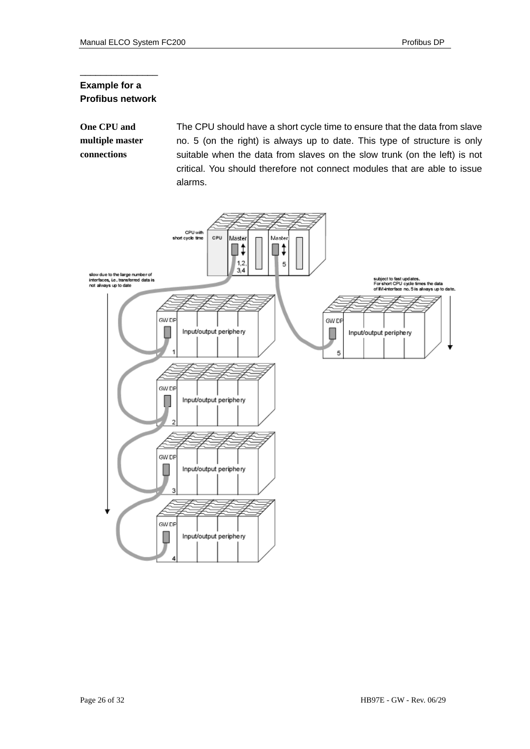## Example for a Profibus network

**One CPU and multiple master connections**

The CPU should have a short cycle time to ensure that the data from slave no. 5 (on the right) is always up to date. This type of structure is only suitable when the data from slaves on the slow trunk (on the left) is not critical. You should therefore not connect modules that are able to issue alarms.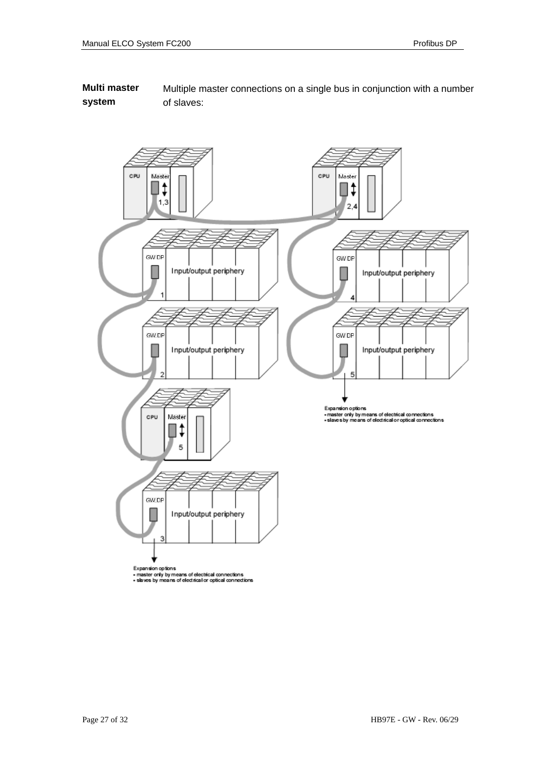**Multi master system**

Multiple master connections on a single bus in conjunction with a number of slaves:

CPU Master 1,3

CPU Master 2,4

GW DP Input/output periphery 1

GW DP Input/output periphery 4

GW DP Input/output periphery 2

GW DP Input/output periphery 5

Expansion options
- master only by means of electrical connections
- slaves by means of electrical or optical connections

CPU Master 5

GW DP Input/output periphery 3

Expansion options
- master only by means of electrical connections
- slaves by means of electrical or optical connections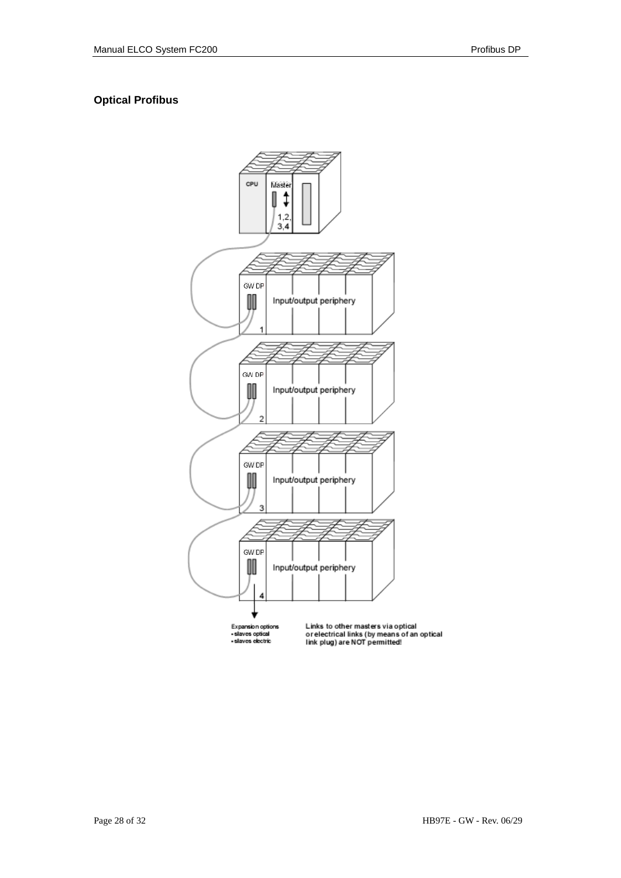## Optical Profibus

CPU

Master

1,2,
3,4

GW DP

Input/output periphery

1

GW DP

Input/output periphery

2

GW DP

Input/output periphery

3

GW DP

Input/output periphery

4

Expansion options
- slaves optical
- slaves electric

Links to other masters via optical or electrical links (by means of an optical link plug) are NOT permitted!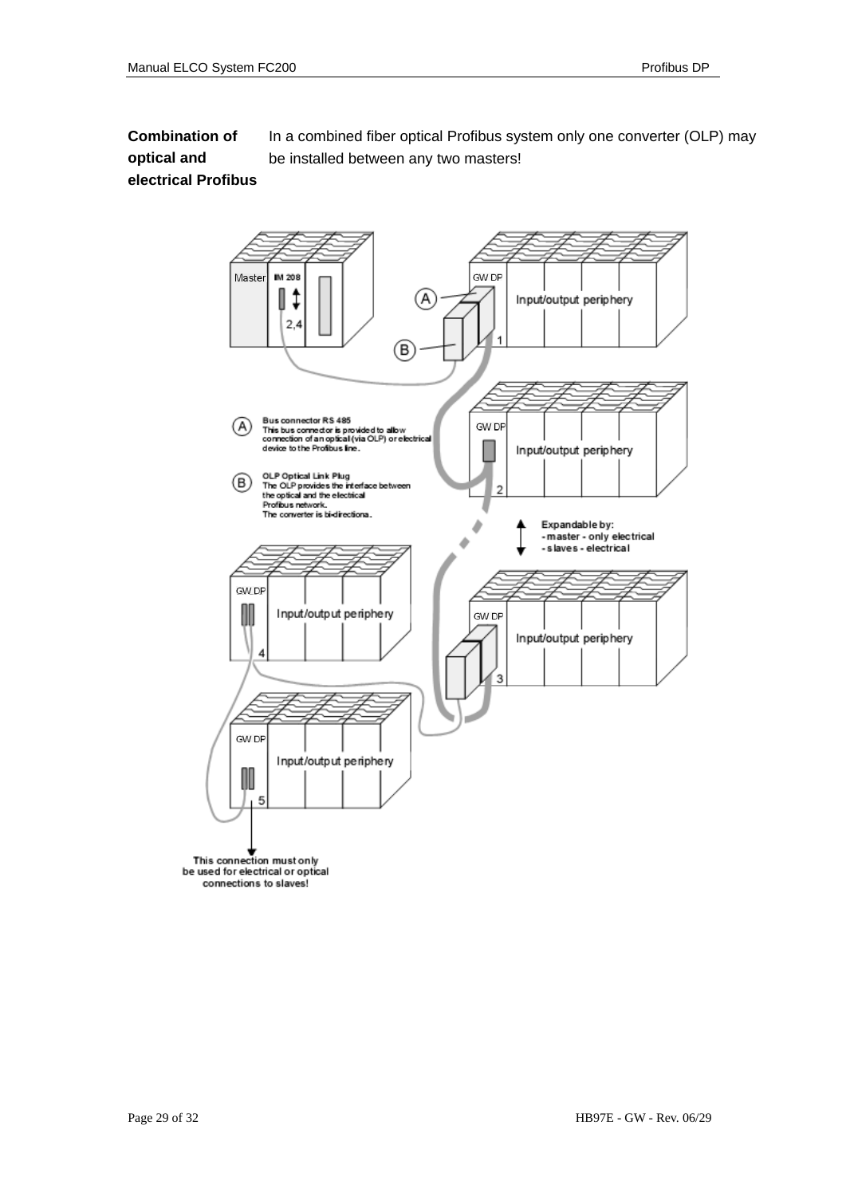**Combination of optical and electrical Profibus**

In a combined fiber optical Profibus system only one converter (OLP) may be installed between any two masters!

Master | IM 208 | 2,4

GW DP | Input/output periphery | 1

GW DP | Input/output periphery | 2

GW DP | Input/output periphery | 3

GW DP | Input/output periphery | 4

GW DP | Input/output periphery | 5

(A) **Bus connector RS 485**
This bus connector is provided to allow connection of an optical (via OLP) or electrical device to the Profibus line.

(B) **OLP Optical Link Plug**
The OLP provides the interface between the optical and the electrical Profibus network.
The converter is bi-directiona.

**Expandable by:**
- master - only electrical
- slaves - electrical

**This connection must only be used for electrical or optical connections to slaves!**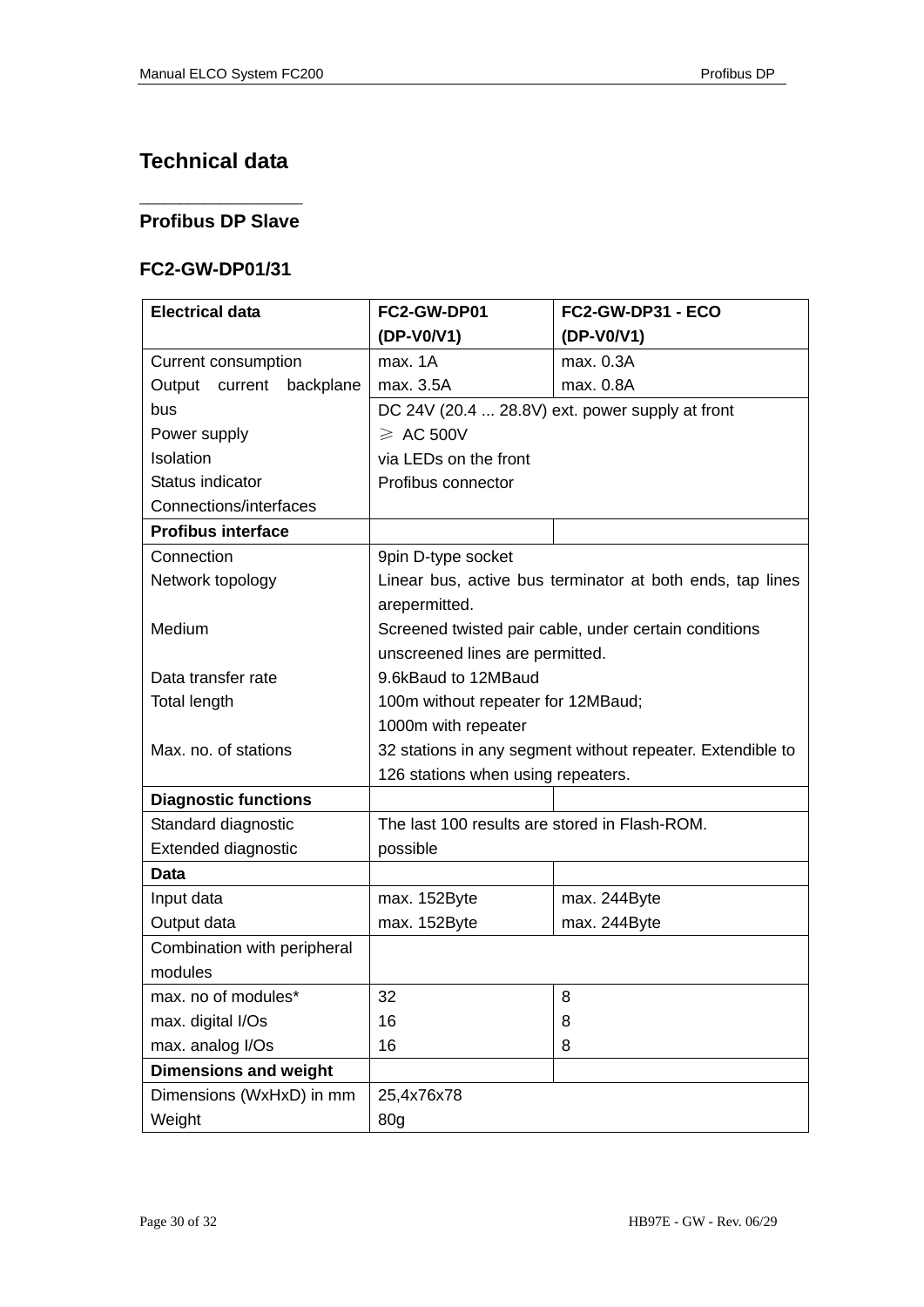# Technical data

## Profibus DP Slave

### FC2-GW-DP01/31

| Electrical data | FC2-GW-DP01 (DP-V0/V1) | FC2-GW-DP31 - ECO (DP-V0/V1) |
|---|---|---|
| Current consumption | max. 1A | max. 0.3A |
| Output current backplane bus | max. 3.5A | max. 0.8A |
| Power supply | DC 24V (20.4 ... 28.8V) ext. power supply at front | |
| Isolation | ≥ AC 500V | |
| Status indicator | via LEDs on the front | |
| Connections/interfaces | Profibus connector | |
| **Profibus interface** | | |
| Connection | 9pin D-type socket | |
| Network topology | Linear bus, active bus terminator at both ends, tap lines arepermitted. | |
| Medium | Screened twisted pair cable, under certain conditions unscreened lines are permitted. | |
| Data transfer rate | 9.6kBaud to 12MBaud | |
| Total length | 100m without repeater for 12MBaud; 1000m with repeater | |
| Max. no. of stations | 32 stations in any segment without repeater. Extendible to 126 stations when using repeaters. | |
| **Diagnostic functions** | | |
| Standard diagnostic | The last 100 results are stored in Flash-ROM. | |
| Extended diagnostic | possible | |
| **Data** | | |
| Input data | max. 152Byte | max. 244Byte |
| Output data | max. 152Byte | max. 244Byte |
| Combination with peripheral modules | | |
| max. no of modules* | 32 | 8 |
| max. digital I/Os | 16 | 8 |
| max. analog I/Os | 16 | 8 |
| **Dimensions and weight** | | |
| Dimensions (WxHxD) in mm | 25,4x76x78 | |
| Weight | 80g | |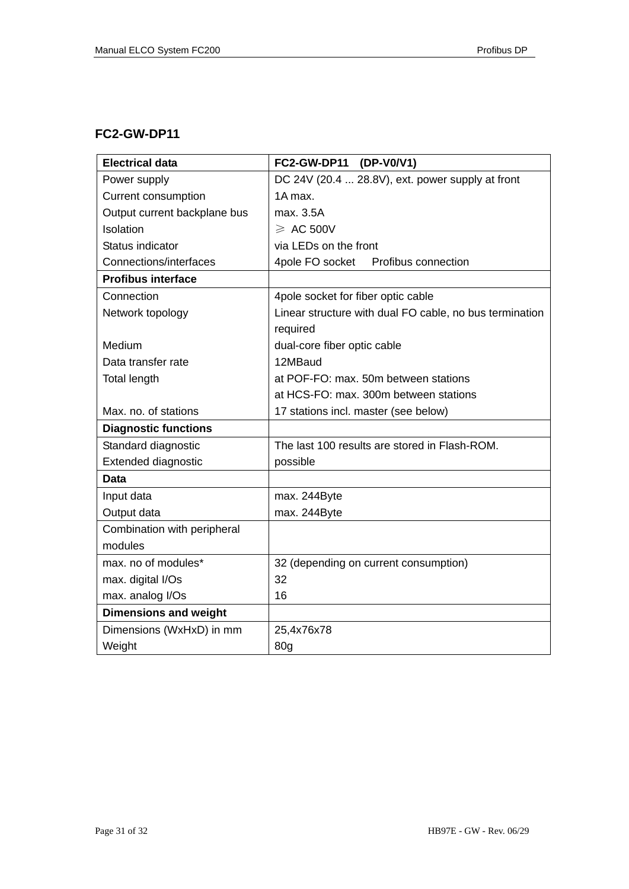## FC2-GW-DP11

| Electrical data | FC2-GW-DP11 (DP-V0/V1) |
|---|---|
| Power supply | DC 24V (20.4 ... 28.8V), ext. power supply at front |
| Current consumption | 1A max. |
| Output current backplane bus | max. 3.5A |
| Isolation | ≥ AC 500V |
| Status indicator | via LEDs on the front |
| Connections/interfaces | 4pole FO socket Profibus connection |
| **Profibus interface** | |
| Connection | 4pole socket for fiber optic cable |
| Network topology | Linear structure with dual FO cable, no bus termination required |
| Medium | dual-core fiber optic cable |
| Data transfer rate | 12MBaud |
| Total length | at POF-FO: max. 50m between stations<br>at HCS-FO: max. 300m between stations |
| Max. no. of stations | 17 stations incl. master (see below) |
| **Diagnostic functions** | |
| Standard diagnostic | The last 100 results are stored in Flash-ROM. |
| Extended diagnostic | possible |
| **Data** | |
| Input data | max. 244Byte |
| Output data | max. 244Byte |
| Combination with peripheral modules | |
| max. no of modules* | 32 (depending on current consumption) |
| max. digital I/Os | 32 |
| max. analog I/Os | 16 |
| **Dimensions and weight** | |
| Dimensions (WxHxD) in mm | 25,4x76x78 |
| Weight | 80g |